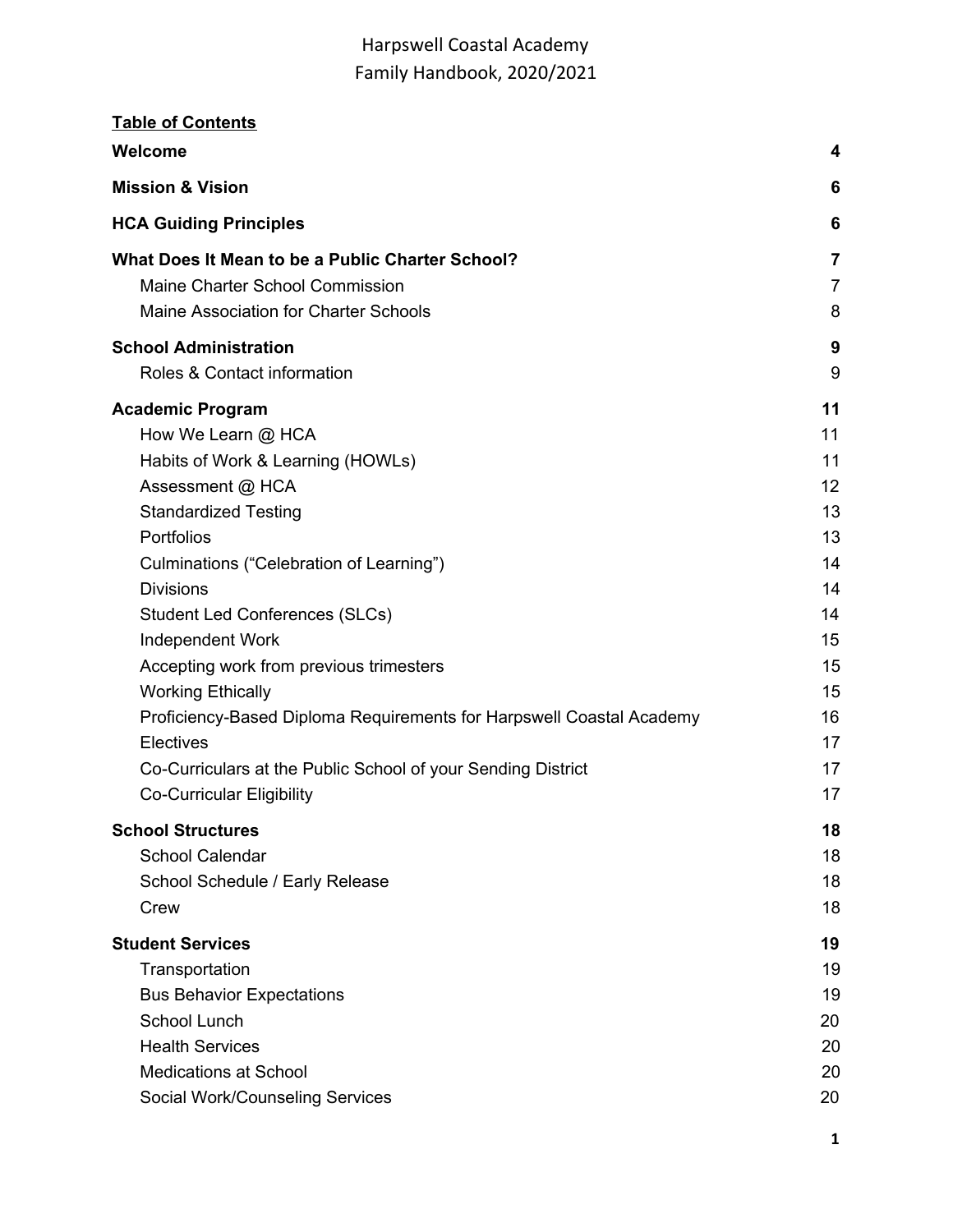# Harpswell Coastal Academy
# Family Handbook, 2020/2021

**Table of Contents**

| | |
|---|---|
| **Welcome** | **4** |
| **Mission & Vision** | **6** |
| **HCA Guiding Principles** | **6** |
| **What Does It Mean to be a Public Charter School?** | **7** |
| Maine Charter School Commission | 7 |
| Maine Association for Charter Schools | 8 |
| **School Administration** | **9** |
| Roles & Contact information | 9 |
| **Academic Program** | **11** |
| How We Learn @ HCA | 11 |
| Habits of Work & Learning (HOWLs) | 11 |
| Assessment @ HCA | 12 |
| Standardized Testing | 13 |
| Portfolios | 13 |
| Culminations ("Celebration of Learning") | 14 |
| Divisions | 14 |
| Student Led Conferences (SLCs) | 14 |
| Independent Work | 15 |
| Accepting work from previous trimesters | 15 |
| Working Ethically | 15 |
| Proficiency-Based Diploma Requirements for Harpswell Coastal Academy | 16 |
| Electives | 17 |
| Co-Curriculars at the Public School of your Sending District | 17 |
| Co-Curricular Eligibility | 17 |
| **School Structures** | **18** |
| School Calendar | 18 |
| School Schedule / Early Release | 18 |
| Crew | 18 |
| **Student Services** | **19** |
| Transportation | 19 |
| Bus Behavior Expectations | 19 |
| School Lunch | 20 |
| Health Services | 20 |
| Medications at School | 20 |
| Social Work/Counseling Services | 20 |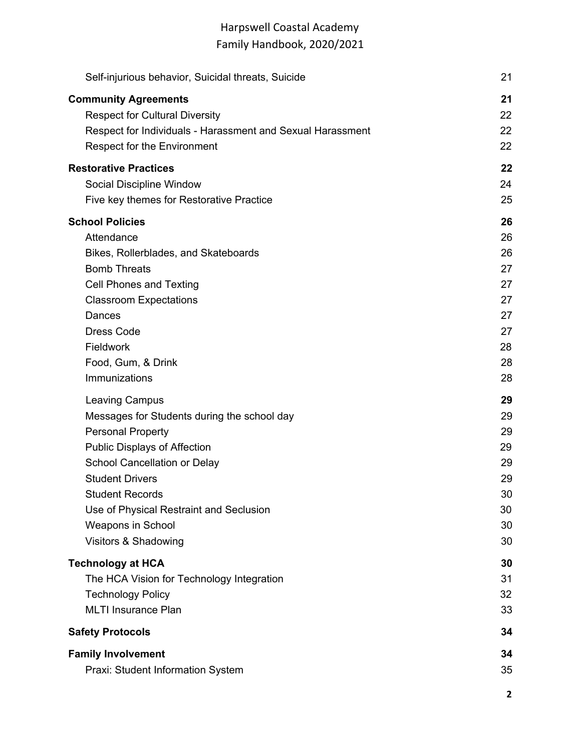| | |
|---|---|
| Self-injurious behavior, Suicidal threats, Suicide | 21 |
| **Community Agreements** | **21** |
| Respect for Cultural Diversity | 22 |
| Respect for Individuals - Harassment and Sexual Harassment | 22 |
| Respect for the Environment | 22 |
| **Restorative Practices** | **22** |
| Social Discipline Window | 24 |
| Five key themes for Restorative Practice | 25 |
| **School Policies** | **26** |
| Attendance | 26 |
| Bikes, Rollerblades, and Skateboards | 26 |
| Bomb Threats | 27 |
| Cell Phones and Texting | 27 |
| Classroom Expectations | 27 |
| Dances | 27 |
| Dress Code | 27 |
| Fieldwork | 28 |
| Food, Gum, & Drink | 28 |
| Immunizations | 28 |
| Leaving Campus | **29** |
| Messages for Students during the school day | 29 |
| Personal Property | 29 |
| Public Displays of Affection | 29 |
| School Cancellation or Delay | 29 |
| Student Drivers | 29 |
| Student Records | 30 |
| Use of Physical Restraint and Seclusion | 30 |
| Weapons in School | 30 |
| Visitors & Shadowing | 30 |
| **Technology at HCA** | **30** |
| The HCA Vision for Technology Integration | 31 |
| Technology Policy | 32 |
| MLTI Insurance Plan | 33 |
| **Safety Protocols** | **34** |
| **Family Involvement** | **34** |
| Praxi: Student Information System | 35 |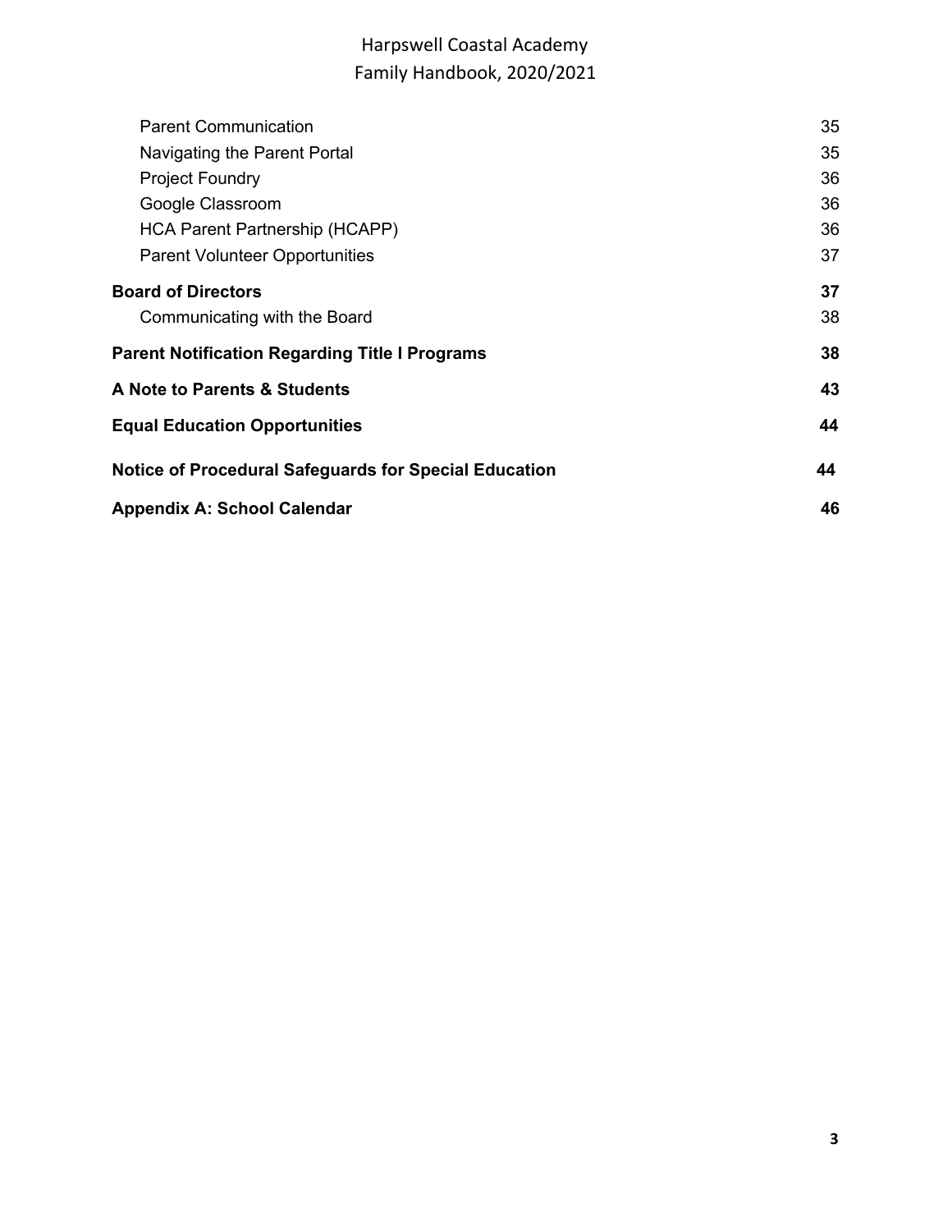Parent Communication 35
Navigating the Parent Portal 35
Project Foundry 36
Google Classroom 36
HCA Parent Partnership (HCAPP) 36
Parent Volunteer Opportunities 37

**Board of Directors 37**
Communicating with the Board 38

**Parent Notification Regarding Title I Programs 38**

**A Note to Parents & Students 43**

**Equal Education Opportunities 44**

**Notice of Procedural Safeguards for Special Education 44**

**Appendix A: School Calendar 46**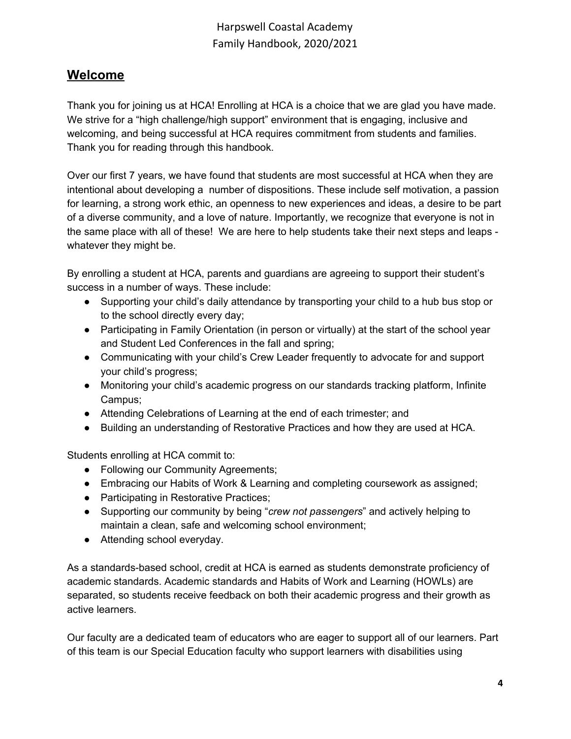## Welcome

Thank you for joining us at HCA! Enrolling at HCA is a choice that we are glad you have made. We strive for a "high challenge/high support" environment that is engaging, inclusive and welcoming, and being successful at HCA requires commitment from students and families. Thank you for reading through this handbook.

Over our first 7 years, we have found that students are most successful at HCA when they are intentional about developing a number of dispositions. These include self motivation, a passion for learning, a strong work ethic, an openness to new experiences and ideas, a desire to be part of a diverse community, and a love of nature. Importantly, we recognize that everyone is not in the same place with all of these! We are here to help students take their next steps and leaps - whatever they might be.

By enrolling a student at HCA, parents and guardians are agreeing to support their student's success in a number of ways. These include:

- Supporting your child's daily attendance by transporting your child to a hub bus stop or to the school directly every day;
- Participating in Family Orientation (in person or virtually) at the start of the school year and Student Led Conferences in the fall and spring;
- Communicating with your child's Crew Leader frequently to advocate for and support your child's progress;
- Monitoring your child's academic progress on our standards tracking platform, Infinite Campus;
- Attending Celebrations of Learning at the end of each trimester; and
- Building an understanding of Restorative Practices and how they are used at HCA.

Students enrolling at HCA commit to:

- Following our Community Agreements;
- Embracing our Habits of Work & Learning and completing coursework as assigned;
- Participating in Restorative Practices;
- Supporting our community by being "*crew not passengers*" and actively helping to maintain a clean, safe and welcoming school environment;
- Attending school everyday.

As a standards-based school, credit at HCA is earned as students demonstrate proficiency of academic standards. Academic standards and Habits of Work and Learning (HOWLs) are separated, so students receive feedback on both their academic progress and their growth as active learners.

Our faculty are a dedicated team of educators who are eager to support all of our learners. Part of this team is our Special Education faculty who support learners with disabilities using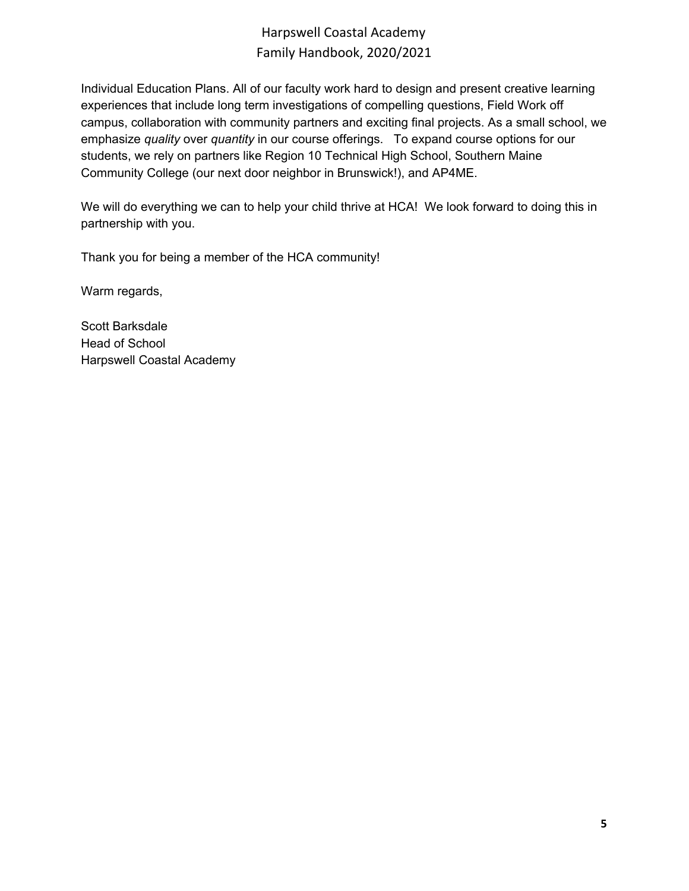Individual Education Plans. All of our faculty work hard to design and present creative learning experiences that include long term investigations of compelling questions, Field Work off campus, collaboration with community partners and exciting final projects. As a small school, we emphasize *quality* over *quantity* in our course offerings. To expand course options for our students, we rely on partners like Region 10 Technical High School, Southern Maine Community College (our next door neighbor in Brunswick!), and AP4ME.

We will do everything we can to help your child thrive at HCA! We look forward to doing this in partnership with you.

Thank you for being a member of the HCA community!

Warm regards,

Scott Barksdale
Head of School
Harpswell Coastal Academy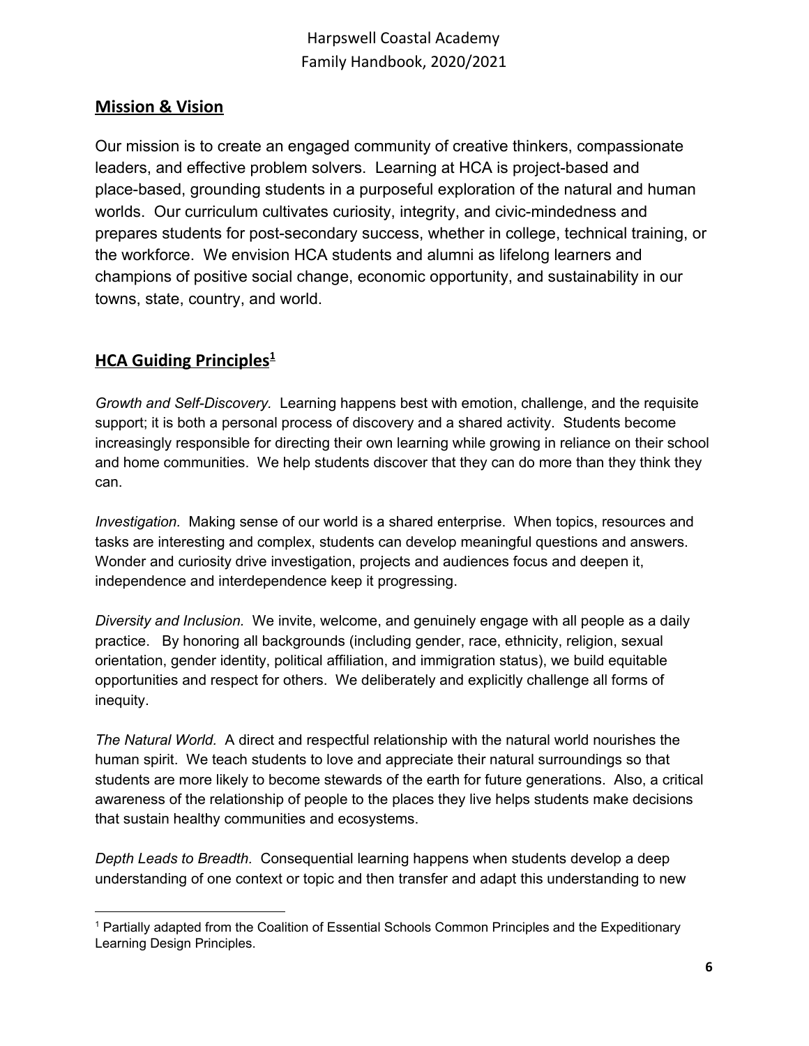## Mission & Vision

Our mission is to create an engaged community of creative thinkers, compassionate leaders, and effective problem solvers. Learning at HCA is project-based and place-based, grounding students in a purposeful exploration of the natural and human worlds. Our curriculum cultivates curiosity, integrity, and civic-mindedness and prepares students for post-secondary success, whether in college, technical training, or the workforce. We envision HCA students and alumni as lifelong learners and champions of positive social change, economic opportunity, and sustainability in our towns, state, country, and world.

## HCA Guiding Principles[1]

*Growth and Self-Discovery.* Learning happens best with emotion, challenge, and the requisite support; it is both a personal process of discovery and a shared activity. Students become increasingly responsible for directing their own learning while growing in reliance on their school and home communities. We help students discover that they can do more than they think they can.

*Investigation.* Making sense of our world is a shared enterprise. When topics, resources and tasks are interesting and complex, students can develop meaningful questions and answers. Wonder and curiosity drive investigation, projects and audiences focus and deepen it, independence and interdependence keep it progressing.

*Diversity and Inclusion.* We invite, welcome, and genuinely engage with all people as a daily practice. By honoring all backgrounds (including gender, race, ethnicity, religion, sexual orientation, gender identity, political affiliation, and immigration status), we build equitable opportunities and respect for others. We deliberately and explicitly challenge all forms of inequity.

*The Natural World.* A direct and respectful relationship with the natural world nourishes the human spirit. We teach students to love and appreciate their natural surroundings so that students are more likely to become stewards of the earth for future generations. Also, a critical awareness of the relationship of people to the places they live helps students make decisions that sustain healthy communities and ecosystems.

*Depth Leads to Breadth.* Consequential learning happens when students develop a deep understanding of one context or topic and then transfer and adapt this understanding to new

[1] Partially adapted from the Coalition of Essential Schools Common Principles and the Expeditionary Learning Design Principles.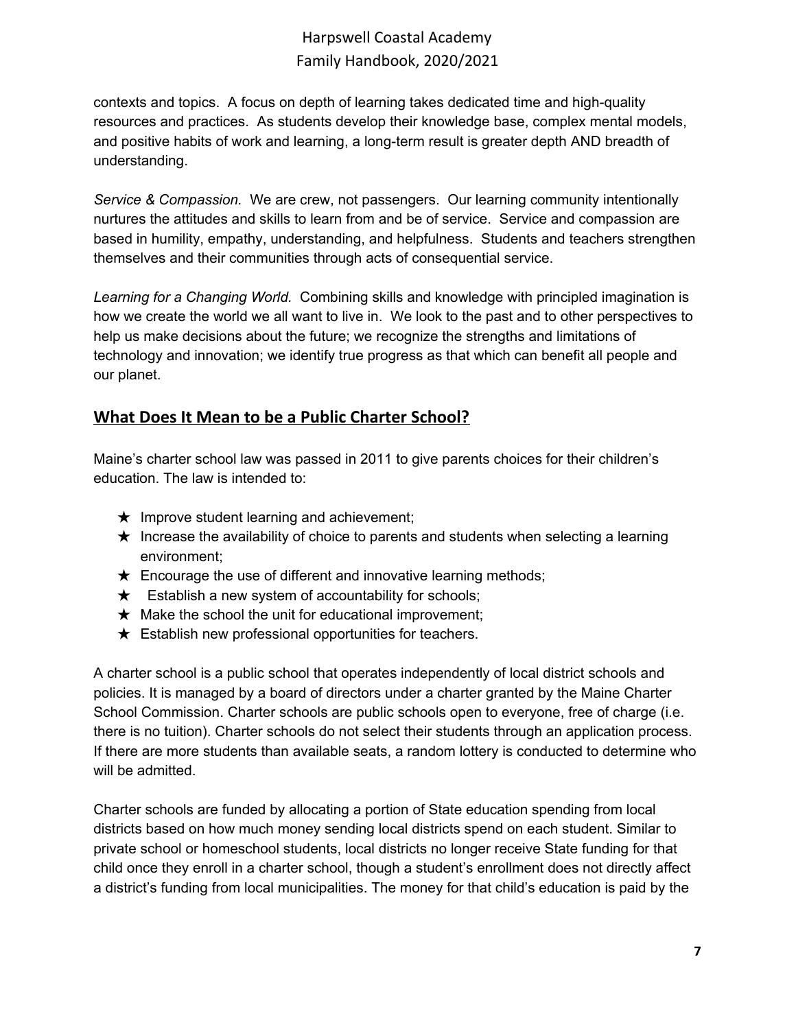contexts and topics. A focus on depth of learning takes dedicated time and high-quality resources and practices. As students develop their knowledge base, complex mental models, and positive habits of work and learning, a long-term result is greater depth AND breadth of understanding.

*Service & Compassion.* We are crew, not passengers. Our learning community intentionally nurtures the attitudes and skills to learn from and be of service. Service and compassion are based in humility, empathy, understanding, and helpfulness. Students and teachers strengthen themselves and their communities through acts of consequential service.

*Learning for a Changing World.* Combining skills and knowledge with principled imagination is how we create the world we all want to live in. We look to the past and to other perspectives to help us make decisions about the future; we recognize the strengths and limitations of technology and innovation; we identify true progress as that which can benefit all people and our planet.

## What Does It Mean to be a Public Charter School?

Maine's charter school law was passed in 2011 to give parents choices for their children's education. The law is intended to:

- ★ Improve student learning and achievement;
- ★ Increase the availability of choice to parents and students when selecting a learning environment;
- ★ Encourage the use of different and innovative learning methods;
- ★ Establish a new system of accountability for schools;
- ★ Make the school the unit for educational improvement;
- ★ Establish new professional opportunities for teachers.

A charter school is a public school that operates independently of local district schools and policies. It is managed by a board of directors under a charter granted by the Maine Charter School Commission. Charter schools are public schools open to everyone, free of charge (i.e. there is no tuition). Charter schools do not select their students through an application process. If there are more students than available seats, a random lottery is conducted to determine who will be admitted.

Charter schools are funded by allocating a portion of State education spending from local districts based on how much money sending local districts spend on each student. Similar to private school or homeschool students, local districts no longer receive State funding for that child once they enroll in a charter school, though a student's enrollment does not directly affect a district's funding from local municipalities. The money for that child's education is paid by the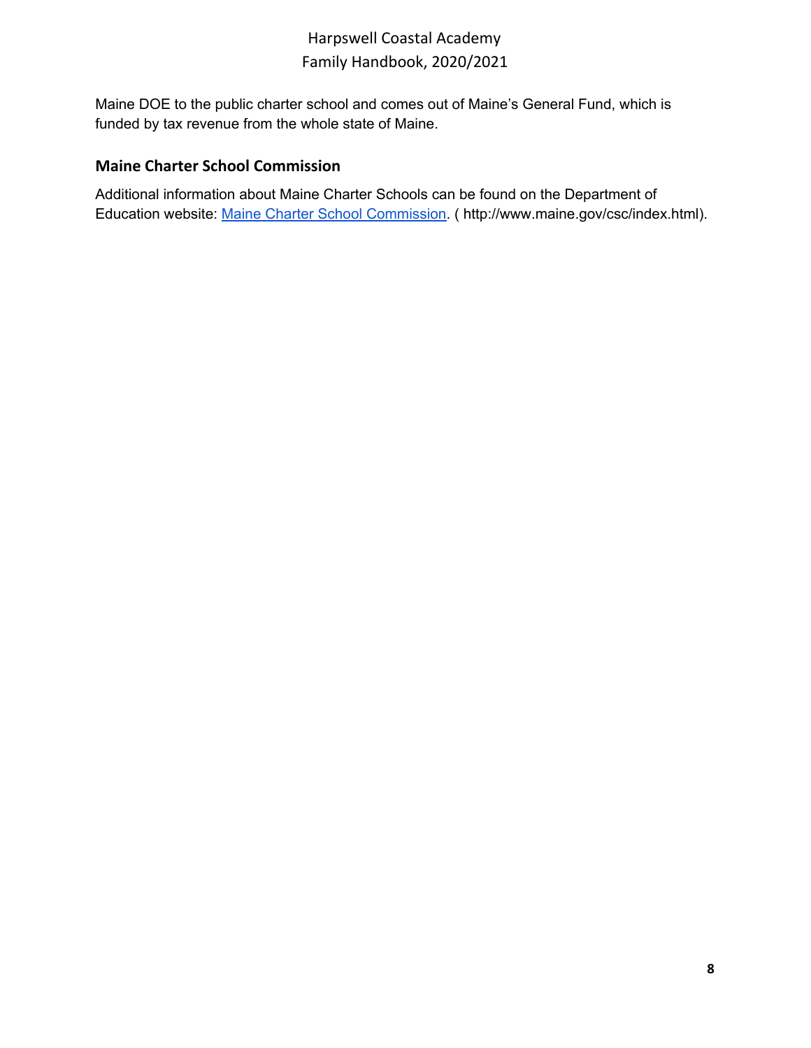Maine DOE to the public charter school and comes out of Maine's General Fund, which is funded by tax revenue from the whole state of Maine.

### Maine Charter School Commission

Additional information about Maine Charter Schools can be found on the Department of Education website: [Maine Charter School Commission](http://www.maine.gov/csc/index.html). ( http://www.maine.gov/csc/index.html).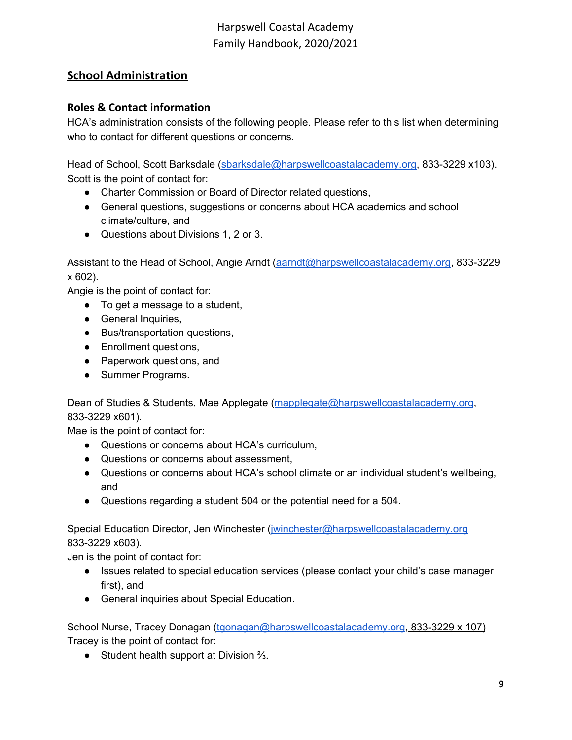## School Administration

### Roles & Contact information

HCA's administration consists of the following people. Please refer to this list when determining who to contact for different questions or concerns.

Head of School, Scott Barksdale (sbarksdale@harpswellcoastalacademy.org, 833-3229 x103). Scott is the point of contact for:

- Charter Commission or Board of Director related questions,
- General questions, suggestions or concerns about HCA academics and school climate/culture, and
- Questions about Divisions 1, 2 or 3.

Assistant to the Head of School, Angie Arndt (aarndt@harpswellcoastalacademy.org, 833-3229 x 602).
Angie is the point of contact for:

- To get a message to a student,
- General Inquiries,
- Bus/transportation questions,
- Enrollment questions,
- Paperwork questions, and
- Summer Programs.

Dean of Studies & Students, Mae Applegate (mapplegate@harpswellcoastalacademy.org, 833-3229 x601).
Mae is the point of contact for:

- Questions or concerns about HCA's curriculum,
- Questions or concerns about assessment,
- Questions or concerns about HCA's school climate or an individual student's wellbeing, and
- Questions regarding a student 504 or the potential need for a 504.

Special Education Director, Jen Winchester (jwinchester@harpswellcoastalacademy.org 833-3229 x603).
Jen is the point of contact for:

- Issues related to special education services (please contact your child's case manager first), and
- General inquiries about Special Education.

School Nurse, Tracey Donagan (tgonagan@harpswellcoastalacademy.org, 833-3229 x 107)
Tracey is the point of contact for:

- Student health support at Division ⅔.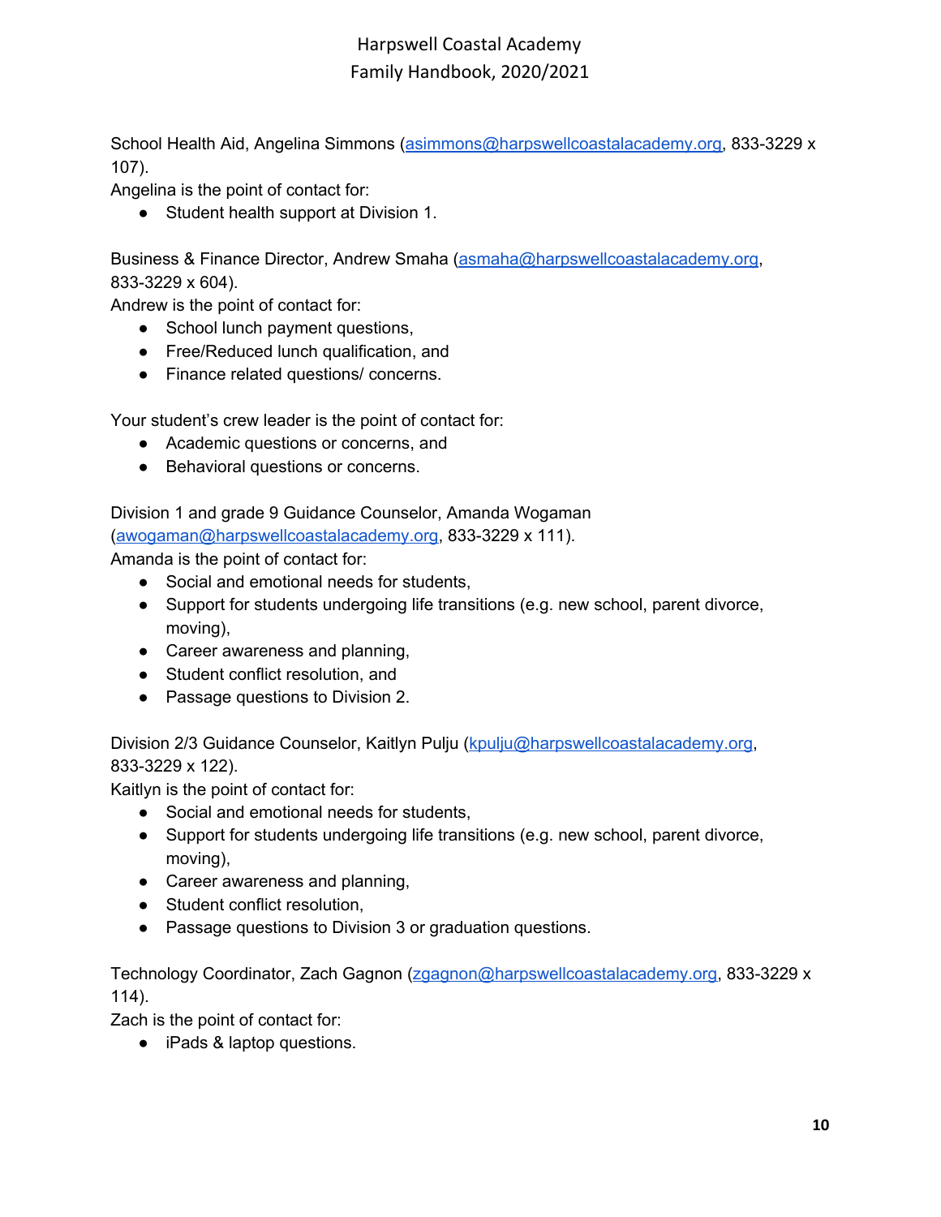School Health Aid, Angelina Simmons (asimmons@harpswellcoastalacademy.org, 833-3229 x 107).
Angelina is the point of contact for:

- Student health support at Division 1.

Business & Finance Director, Andrew Smaha (asmaha@harpswellcoastalacademy.org, 833-3229 x 604).
Andrew is the point of contact for:

- School lunch payment questions,
- Free/Reduced lunch qualification, and
- Finance related questions/ concerns.

Your student's crew leader is the point of contact for:

- Academic questions or concerns, and
- Behavioral questions or concerns.

Division 1 and grade 9 Guidance Counselor, Amanda Wogaman (awogaman@harpswellcoastalacademy.org, 833-3229 x 111).
Amanda is the point of contact for:

- Social and emotional needs for students,
- Support for students undergoing life transitions (e.g. new school, parent divorce, moving),
- Career awareness and planning,
- Student conflict resolution, and
- Passage questions to Division 2.

Division 2/3 Guidance Counselor, Kaitlyn Pulju (kpulju@harpswellcoastalacademy.org, 833-3229 x 122).
Kaitlyn is the point of contact for:

- Social and emotional needs for students,
- Support for students undergoing life transitions (e.g. new school, parent divorce, moving),
- Career awareness and planning,
- Student conflict resolution,
- Passage questions to Division 3 or graduation questions.

Technology Coordinator, Zach Gagnon (zgagnon@harpswellcoastalacademy.org, 833-3229 x 114).
Zach is the point of contact for:

- iPads & laptop questions.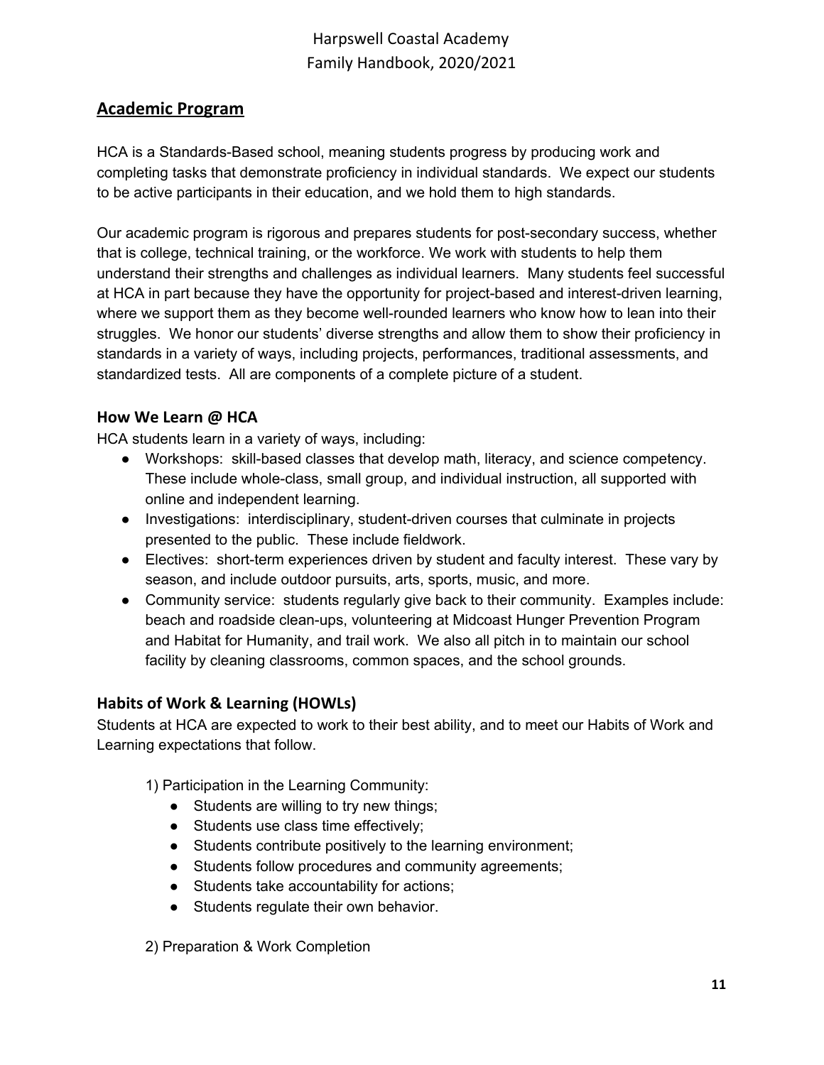## Academic Program

HCA is a Standards-Based school, meaning students progress by producing work and completing tasks that demonstrate proficiency in individual standards. We expect our students to be active participants in their education, and we hold them to high standards.

Our academic program is rigorous and prepares students for post-secondary success, whether that is college, technical training, or the workforce. We work with students to help them understand their strengths and challenges as individual learners. Many students feel successful at HCA in part because they have the opportunity for project-based and interest-driven learning, where we support them as they become well-rounded learners who know how to lean into their struggles. We honor our students' diverse strengths and allow them to show their proficiency in standards in a variety of ways, including projects, performances, traditional assessments, and standardized tests. All are components of a complete picture of a student.

### How We Learn @ HCA

HCA students learn in a variety of ways, including:

- Workshops: skill-based classes that develop math, literacy, and science competency. These include whole-class, small group, and individual instruction, all supported with online and independent learning.
- Investigations: interdisciplinary, student-driven courses that culminate in projects presented to the public. These include fieldwork.
- Electives: short-term experiences driven by student and faculty interest. These vary by season, and include outdoor pursuits, arts, sports, music, and more.
- Community service: students regularly give back to their community. Examples include: beach and roadside clean-ups, volunteering at Midcoast Hunger Prevention Program and Habitat for Humanity, and trail work. We also all pitch in to maintain our school facility by cleaning classrooms, common spaces, and the school grounds.

### Habits of Work & Learning (HOWLs)

Students at HCA are expected to work to their best ability, and to meet our Habits of Work and Learning expectations that follow.

1) Participation in the Learning Community:

- Students are willing to try new things;
- Students use class time effectively;
- Students contribute positively to the learning environment;
- Students follow procedures and community agreements;
- Students take accountability for actions;
- Students regulate their own behavior.

2) Preparation & Work Completion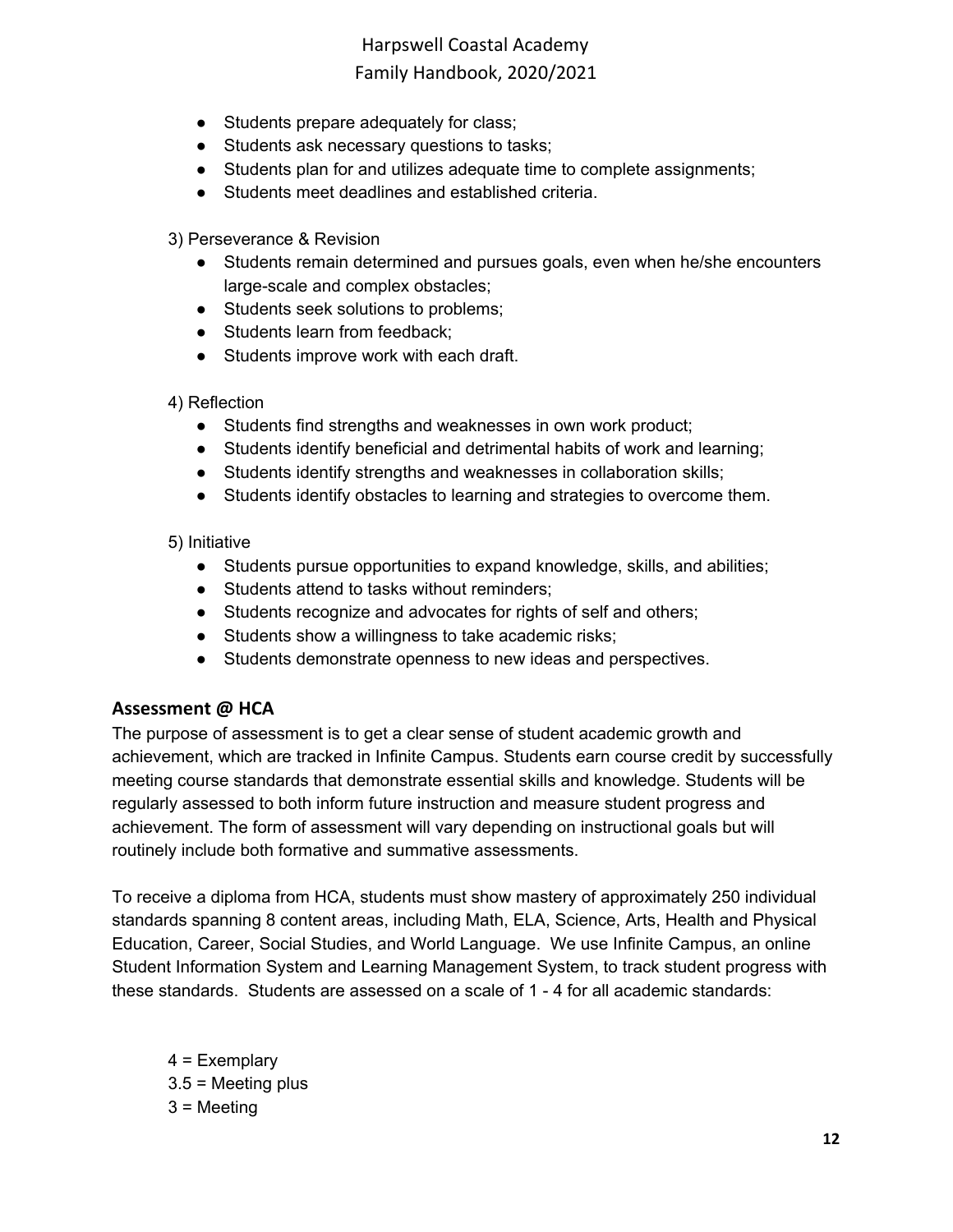- Students prepare adequately for class;
- Students ask necessary questions to tasks;
- Students plan for and utilizes adequate time to complete assignments;
- Students meet deadlines and established criteria.

3) Perseverance & Revision

- Students remain determined and pursues goals, even when he/she encounters large-scale and complex obstacles;
- Students seek solutions to problems;
- Students learn from feedback;
- Students improve work with each draft.

4) Reflection

- Students find strengths and weaknesses in own work product;
- Students identify beneficial and detrimental habits of work and learning;
- Students identify strengths and weaknesses in collaboration skills;
- Students identify obstacles to learning and strategies to overcome them.

5) Initiative

- Students pursue opportunities to expand knowledge, skills, and abilities;
- Students attend to tasks without reminders;
- Students recognize and advocates for rights of self and others;
- Students show a willingness to take academic risks;
- Students demonstrate openness to new ideas and perspectives.

### Assessment @ HCA

The purpose of assessment is to get a clear sense of student academic growth and achievement, which are tracked in Infinite Campus. Students earn course credit by successfully meeting course standards that demonstrate essential skills and knowledge. Students will be regularly assessed to both inform future instruction and measure student progress and achievement. The form of assessment will vary depending on instructional goals but will routinely include both formative and summative assessments.

To receive a diploma from HCA, students must show mastery of approximately 250 individual standards spanning 8 content areas, including Math, ELA, Science, Arts, Health and Physical Education, Career, Social Studies, and World Language. We use Infinite Campus, an online Student Information System and Learning Management System, to track student progress with these standards. Students are assessed on a scale of 1 - 4 for all academic standards:

4 = Exemplary
3.5 = Meeting plus
3 = Meeting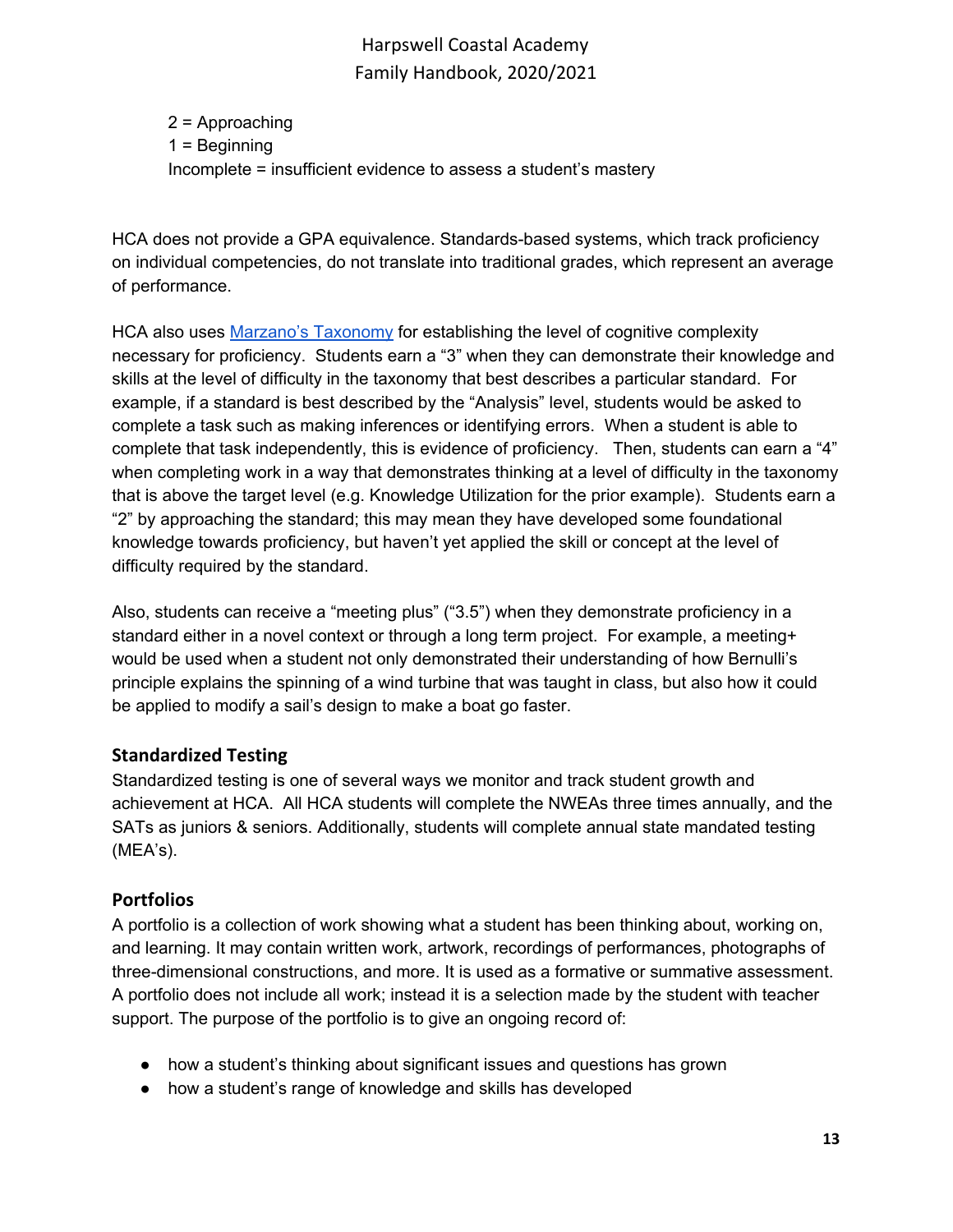2 = Approaching
1 = Beginning
Incomplete = insufficient evidence to assess a student's mastery

HCA does not provide a GPA equivalence. Standards-based systems, which track proficiency on individual competencies, do not translate into traditional grades, which represent an average of performance.

HCA also uses [Marzano's Taxonomy](#) for establishing the level of cognitive complexity necessary for proficiency. Students earn a "3" when they can demonstrate their knowledge and skills at the level of difficulty in the taxonomy that best describes a particular standard. For example, if a standard is best described by the "Analysis" level, students would be asked to complete a task such as making inferences or identifying errors. When a student is able to complete that task independently, this is evidence of proficiency. Then, students can earn a "4" when completing work in a way that demonstrates thinking at a level of difficulty in the taxonomy that is above the target level (e.g. Knowledge Utilization for the prior example). Students earn a "2" by approaching the standard; this may mean they have developed some foundational knowledge towards proficiency, but haven't yet applied the skill or concept at the level of difficulty required by the standard.

Also, students can receive a "meeting plus" ("3.5") when they demonstrate proficiency in a standard either in a novel context or through a long term project. For example, a meeting+ would be used when a student not only demonstrated their understanding of how Bernulli's principle explains the spinning of a wind turbine that was taught in class, but also how it could be applied to modify a sail's design to make a boat go faster.

### Standardized Testing

Standardized testing is one of several ways we monitor and track student growth and achievement at HCA. All HCA students will complete the NWEAs three times annually, and the SATs as juniors & seniors. Additionally, students will complete annual state mandated testing (MEA's).

### Portfolios

A portfolio is a collection of work showing what a student has been thinking about, working on, and learning. It may contain written work, artwork, recordings of performances, photographs of three-dimensional constructions, and more. It is used as a formative or summative assessment. A portfolio does not include all work; instead it is a selection made by the student with teacher support. The purpose of the portfolio is to give an ongoing record of:

- how a student's thinking about significant issues and questions has grown
- how a student's range of knowledge and skills has developed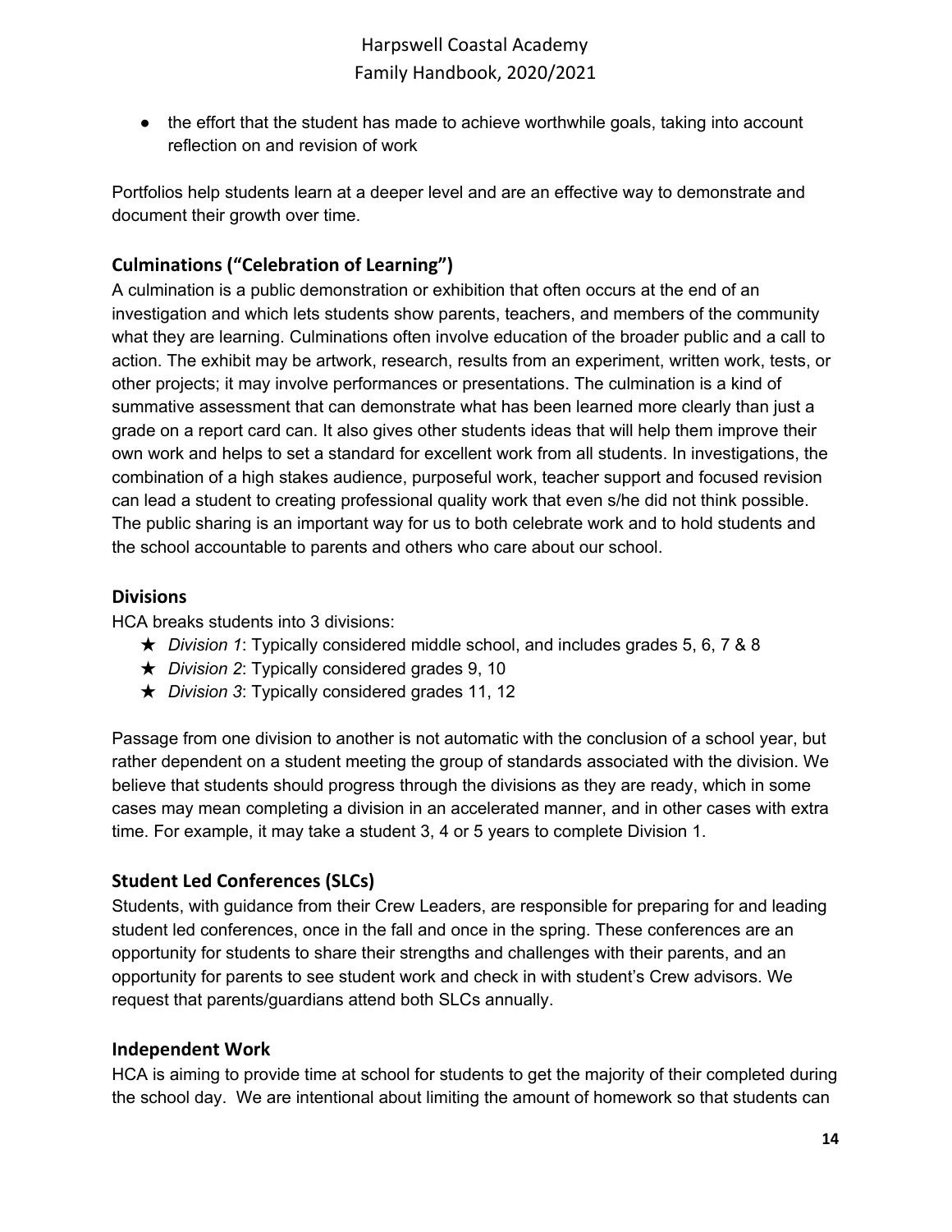- the effort that the student has made to achieve worthwhile goals, taking into account reflection on and revision of work

Portfolios help students learn at a deeper level and are an effective way to demonstrate and document their growth over time.

### Culminations ("Celebration of Learning")

A culmination is a public demonstration or exhibition that often occurs at the end of an investigation and which lets students show parents, teachers, and members of the community what they are learning. Culminations often involve education of the broader public and a call to action. The exhibit may be artwork, research, results from an experiment, written work, tests, or other projects; it may involve performances or presentations. The culmination is a kind of summative assessment that can demonstrate what has been learned more clearly than just a grade on a report card can. It also gives other students ideas that will help them improve their own work and helps to set a standard for excellent work from all students. In investigations, the combination of a high stakes audience, purposeful work, teacher support and focused revision can lead a student to creating professional quality work that even s/he did not think possible. The public sharing is an important way for us to both celebrate work and to hold students and the school accountable to parents and others who care about our school.

### Divisions

HCA breaks students into 3 divisions:

- *Division 1*: Typically considered middle school, and includes grades 5, 6, 7 & 8
- *Division 2*: Typically considered grades 9, 10
- *Division 3*: Typically considered grades 11, 12

Passage from one division to another is not automatic with the conclusion of a school year, but rather dependent on a student meeting the group of standards associated with the division. We believe that students should progress through the divisions as they are ready, which in some cases may mean completing a division in an accelerated manner, and in other cases with extra time. For example, it may take a student 3, 4 or 5 years to complete Division 1.

### Student Led Conferences (SLCs)

Students, with guidance from their Crew Leaders, are responsible for preparing for and leading student led conferences, once in the fall and once in the spring. These conferences are an opportunity for students to share their strengths and challenges with their parents, and an opportunity for parents to see student work and check in with student's Crew advisors. We request that parents/guardians attend both SLCs annually.

### Independent Work

HCA is aiming to provide time at school for students to get the majority of their completed during the school day. We are intentional about limiting the amount of homework so that students can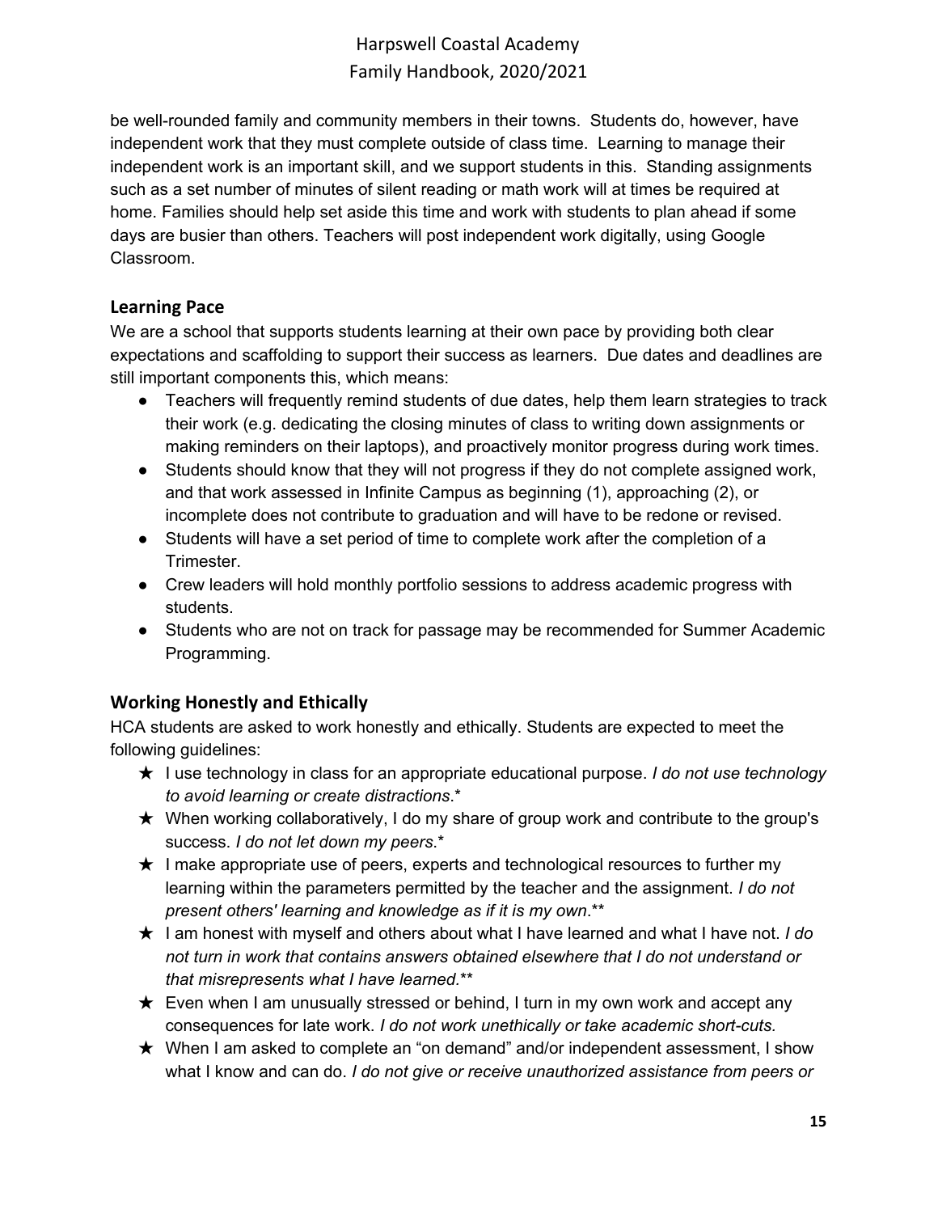be well-rounded family and community members in their towns.  Students do, however, have independent work that they must complete outside of class time.  Learning to manage their independent work is an important skill, and we support students in this.  Standing assignments such as a set number of minutes of silent reading or math work will at times be required at home. Families should help set aside this time and work with students to plan ahead if some days are busier than others. Teachers will post independent work digitally, using Google Classroom.

## Learning Pace

We are a school that supports students learning at their own pace by providing both clear expectations and scaffolding to support their success as learners.  Due dates and deadlines are still important components this, which means:

- Teachers will frequently remind students of due dates, help them learn strategies to track their work (e.g. dedicating the closing minutes of class to writing down assignments or making reminders on their laptops), and proactively monitor progress during work times.
- Students should know that they will not progress if they do not complete assigned work, and that work assessed in Infinite Campus as beginning (1), approaching (2), or incomplete does not contribute to graduation and will have to be redone or revised.
- Students will have a set period of time to complete work after the completion of a Trimester.
- Crew leaders will hold monthly portfolio sessions to address academic progress with students.
- Students who are not on track for passage may be recommended for Summer Academic Programming.

## Working Honestly and Ethically

HCA students are asked to work honestly and ethically. Students are expected to meet the following guidelines:

- ★ I use technology in class for an appropriate educational purpose. *I do not use technology to avoid learning or create distractions*.*
- ★ When working collaboratively, I do my share of group work and contribute to the group's success. *I do not let down my peers*.*
- ★ I make appropriate use of peers, experts and technological resources to further my learning within the parameters permitted by the teacher and the assignment. *I do not present others' learning and knowledge as if it is my own*.**
- ★ I am honest with myself and others about what I have learned and what I have not. *I do not turn in work that contains answers obtained elsewhere that I do not understand or that misrepresents what I have learned.***
- ★ Even when I am unusually stressed or behind, I turn in my own work and accept any consequences for late work. *I do not work unethically or take academic short-cuts.*
- ★ When I am asked to complete an "on demand" and/or independent assessment, I show what I know and can do. *I do not give or receive unauthorized assistance from peers or*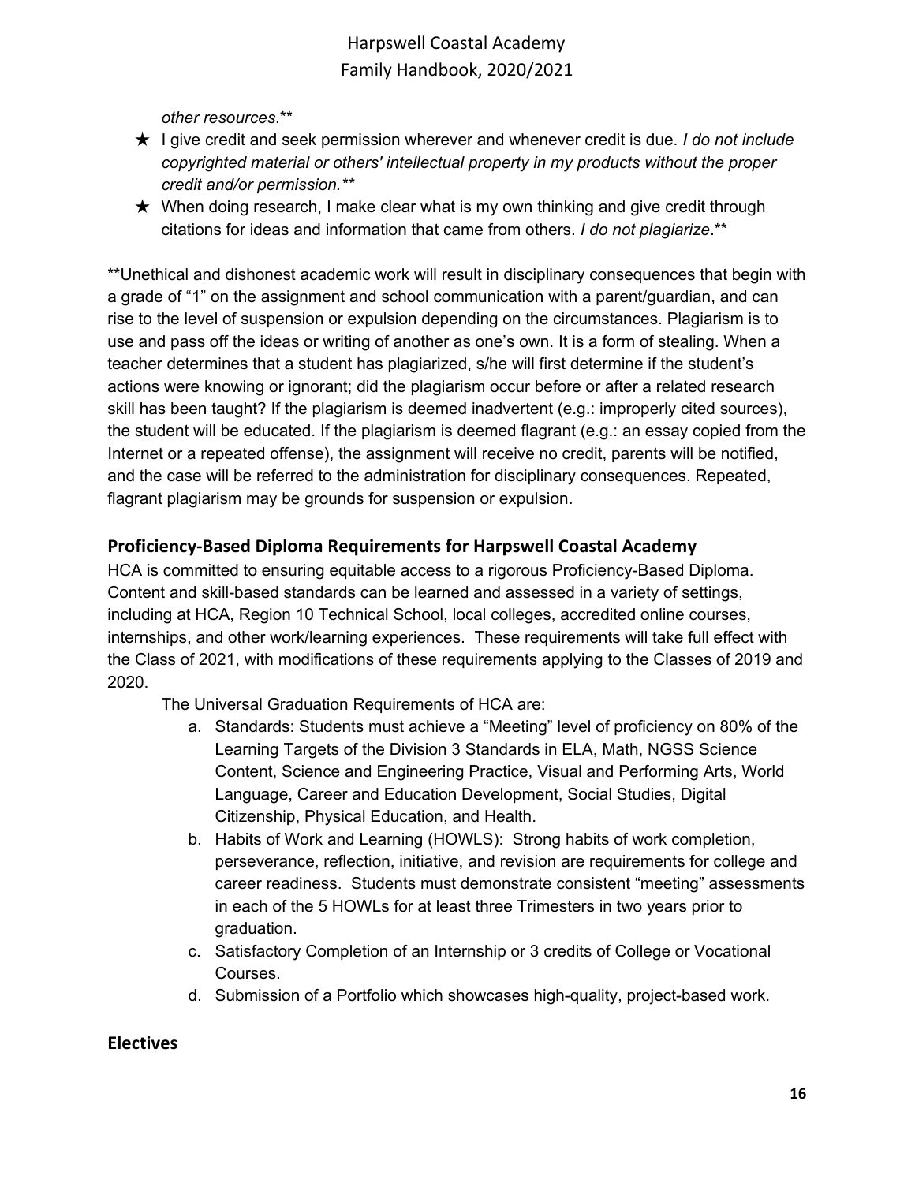*other resources*.**

- ★ I give credit and seek permission wherever and whenever credit is due. *I do not include copyrighted material or others' intellectual property in my products without the proper credit and/or permission.**
- ★ When doing research, I make clear what is my own thinking and give credit through citations for ideas and information that came from others. *I do not plagiarize*.**

**Unethical and dishonest academic work will result in disciplinary consequences that begin with a grade of "1" on the assignment and school communication with a parent/guardian, and can rise to the level of suspension or expulsion depending on the circumstances. Plagiarism is to use and pass off the ideas or writing of another as one's own. It is a form of stealing. When a teacher determines that a student has plagiarized, s/he will first determine if the student's actions were knowing or ignorant; did the plagiarism occur before or after a related research skill has been taught? If the plagiarism is deemed inadvertent (e.g.: improperly cited sources), the student will be educated. If the plagiarism is deemed flagrant (e.g.: an essay copied from the Internet or a repeated offense), the assignment will receive no credit, parents will be notified, and the case will be referred to the administration for disciplinary consequences. Repeated, flagrant plagiarism may be grounds for suspension or expulsion.

## Proficiency-Based Diploma Requirements for Harpswell Coastal Academy

HCA is committed to ensuring equitable access to a rigorous Proficiency-Based Diploma. Content and skill-based standards can be learned and assessed in a variety of settings, including at HCA, Region 10 Technical School, local colleges, accredited online courses, internships, and other work/learning experiences. These requirements will take full effect with the Class of 2021, with modifications of these requirements applying to the Classes of 2019 and 2020.

The Universal Graduation Requirements of HCA are:

a. Standards: Students must achieve a "Meeting" level of proficiency on 80% of the Learning Targets of the Division 3 Standards in ELA, Math, NGSS Science Content, Science and Engineering Practice, Visual and Performing Arts, World Language, Career and Education Development, Social Studies, Digital Citizenship, Physical Education, and Health.

b. Habits of Work and Learning (HOWLS): Strong habits of work completion, perseverance, reflection, initiative, and revision are requirements for college and career readiness. Students must demonstrate consistent "meeting" assessments in each of the 5 HOWLs for at least three Trimesters in two years prior to graduation.

c. Satisfactory Completion of an Internship or 3 credits of College or Vocational Courses.

d. Submission of a Portfolio which showcases high-quality, project-based work.

## Electives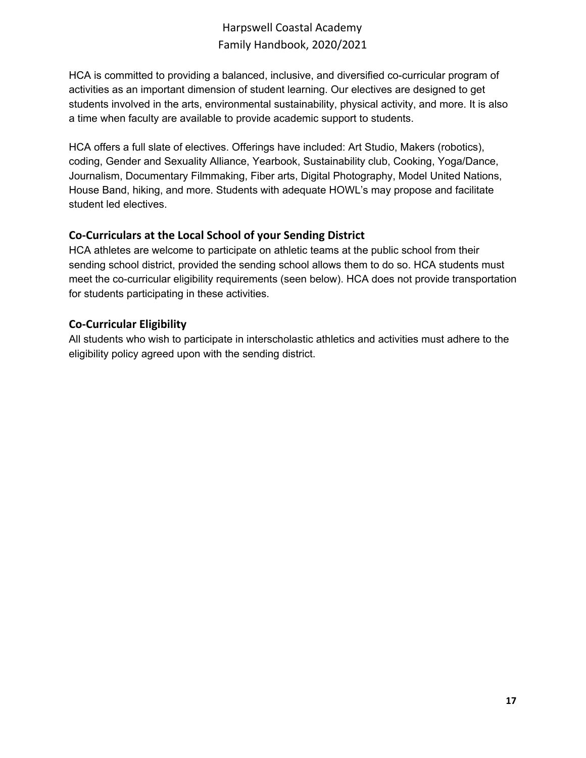HCA is committed to providing a balanced, inclusive, and diversified co-curricular program of activities as an important dimension of student learning. Our electives are designed to get students involved in the arts, environmental sustainability, physical activity, and more. It is also a time when faculty are available to provide academic support to students.

HCA offers a full slate of electives. Offerings have included: Art Studio, Makers (robotics), coding, Gender and Sexuality Alliance, Yearbook, Sustainability club, Cooking, Yoga/Dance, Journalism, Documentary Filmmaking, Fiber arts, Digital Photography, Model United Nations, House Band, hiking, and more. Students with adequate HOWL's may propose and facilitate student led electives.

## Co-Curriculars at the Local School of your Sending District

HCA athletes are welcome to participate on athletic teams at the public school from their sending school district, provided the sending school allows them to do so. HCA students must meet the co-curricular eligibility requirements (seen below). HCA does not provide transportation for students participating in these activities.

## Co-Curricular Eligibility

All students who wish to participate in interscholastic athletics and activities must adhere to the eligibility policy agreed upon with the sending district.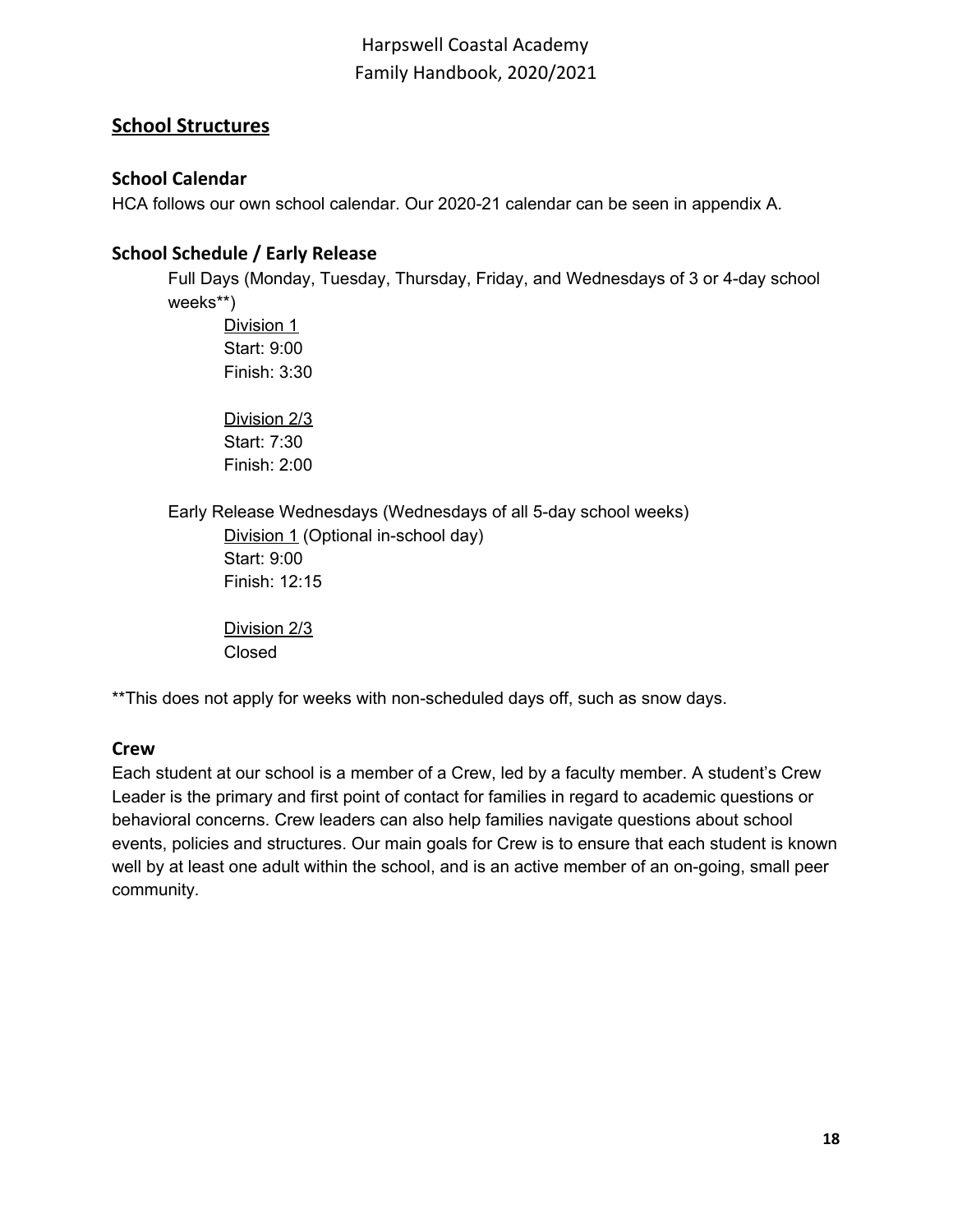## School Structures

### School Calendar

HCA follows our own school calendar. Our 2020-21 calendar can be seen in appendix A.

### School Schedule / Early Release

Full Days (Monday, Tuesday, Thursday, Friday, and Wednesdays of 3 or 4-day school weeks**)

Division 1
Start: 9:00
Finish: 3:30

Division 2/3
Start: 7:30
Finish: 2:00

Early Release Wednesdays (Wednesdays of all 5-day school weeks)

Division 1 (Optional in-school day)
Start: 9:00
Finish: 12:15

Division 2/3
Closed

**This does not apply for weeks with non-scheduled days off, such as snow days.

### Crew

Each student at our school is a member of a Crew, led by a faculty member. A student's Crew Leader is the primary and first point of contact for families in regard to academic questions or behavioral concerns. Crew leaders can also help families navigate questions about school events, policies and structures. Our main goals for Crew is to ensure that each student is known well by at least one adult within the school, and is an active member of an on-going, small peer community.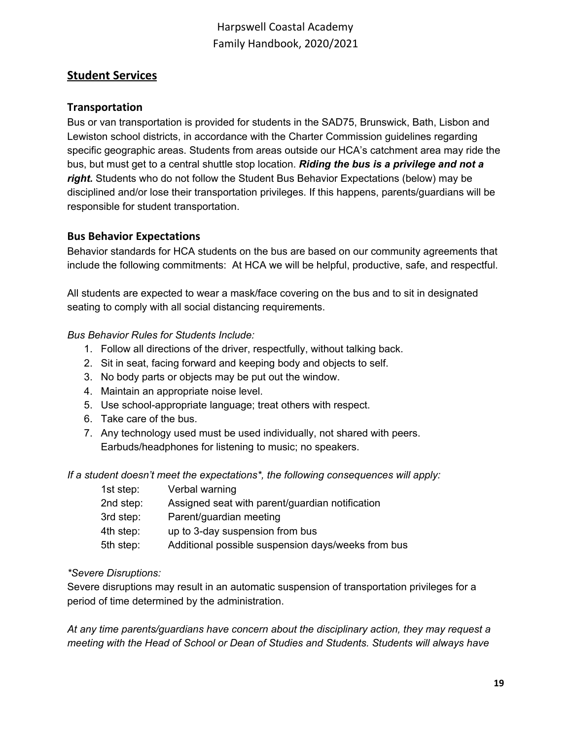## Student Services

### Transportation

Bus or van transportation is provided for students in the SAD75, Brunswick, Bath, Lisbon and Lewiston school districts, in accordance with the Charter Commission guidelines regarding specific geographic areas. Students from areas outside our HCA's catchment area may ride the bus, but must get to a central shuttle stop location. ***Riding the bus is a privilege and not a right.*** Students who do not follow the Student Bus Behavior Expectations (below) may be disciplined and/or lose their transportation privileges. If this happens, parents/guardians will be responsible for student transportation.

### Bus Behavior Expectations

Behavior standards for HCA students on the bus are based on our community agreements that include the following commitments: At HCA we will be helpful, productive, safe, and respectful.

All students are expected to wear a mask/face covering on the bus and to sit in designated seating to comply with all social distancing requirements.

*Bus Behavior Rules for Students Include:*

1. Follow all directions of the driver, respectfully, without talking back.
2. Sit in seat, facing forward and keeping body and objects to self.
3. No body parts or objects may be put out the window.
4. Maintain an appropriate noise level.
5. Use school-appropriate language; treat others with respect.
6. Take care of the bus.
7. Any technology used must be used individually, not shared with peers. Earbuds/headphones for listening to music; no speakers.

*If a student doesn't meet the expectations\*, the following consequences will apply:*

| | |
|---|---|
| 1st step: | Verbal warning |
| 2nd step: | Assigned seat with parent/guardian notification |
| 3rd step: | Parent/guardian meeting |
| 4th step: | up to 3-day suspension from bus |
| 5th step: | Additional possible suspension days/weeks from bus |

*\*Severe Disruptions:*

Severe disruptions may result in an automatic suspension of transportation privileges for a period of time determined by the administration.

*At any time parents/guardians have concern about the disciplinary action, they may request a meeting with the Head of School or Dean of Studies and Students. Students will always have*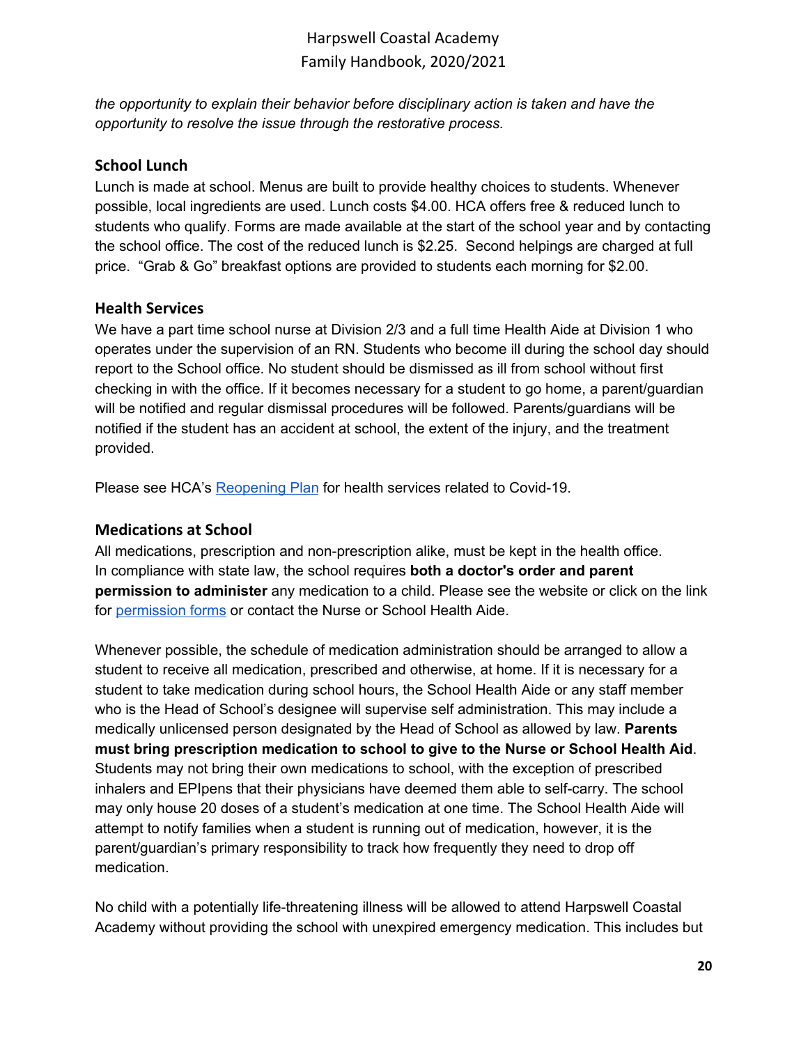*the opportunity to explain their behavior before disciplinary action is taken and have the opportunity to resolve the issue through the restorative process.*

### School Lunch

Lunch is made at school. Menus are built to provide healthy choices to students. Whenever possible, local ingredients are used. Lunch costs $4.00. HCA offers free & reduced lunch to students who qualify. Forms are made available at the start of the school year and by contacting the school office. The cost of the reduced lunch is $2.25. Second helpings are charged at full price. "Grab & Go" breakfast options are provided to students each morning for $2.00.

### Health Services

We have a part time school nurse at Division 2/3 and a full time Health Aide at Division 1 who operates under the supervision of an RN. Students who become ill during the school day should report to the School office. No student should be dismissed as ill from school without first checking in with the office. If it becomes necessary for a student to go home, a parent/guardian will be notified and regular dismissal procedures will be followed. Parents/guardians will be notified if the student has an accident at school, the extent of the injury, and the treatment provided.

Please see HCA's Reopening Plan for health services related to Covid-19.

### Medications at School

All medications, prescription and non-prescription alike, must be kept in the health office. In compliance with state law, the school requires **both a doctor's order and parent permission to administer** any medication to a child. Please see the website or click on the link for permission forms or contact the Nurse or School Health Aide.

Whenever possible, the schedule of medication administration should be arranged to allow a student to receive all medication, prescribed and otherwise, at home. If it is necessary for a student to take medication during school hours, the School Health Aide or any staff member who is the Head of School's designee will supervise self administration. This may include a medically unlicensed person designated by the Head of School as allowed by law. **Parents must bring prescription medication to school to give to the Nurse or School Health Aid**. Students may not bring their own medications to school, with the exception of prescribed inhalers and EPIpens that their physicians have deemed them able to self-carry. The school may only house 20 doses of a student's medication at one time. The School Health Aide will attempt to notify families when a student is running out of medication, however, it is the parent/guardian's primary responsibility to track how frequently they need to drop off medication.

No child with a potentially life-threatening illness will be allowed to attend Harpswell Coastal Academy without providing the school with unexpired emergency medication. This includes but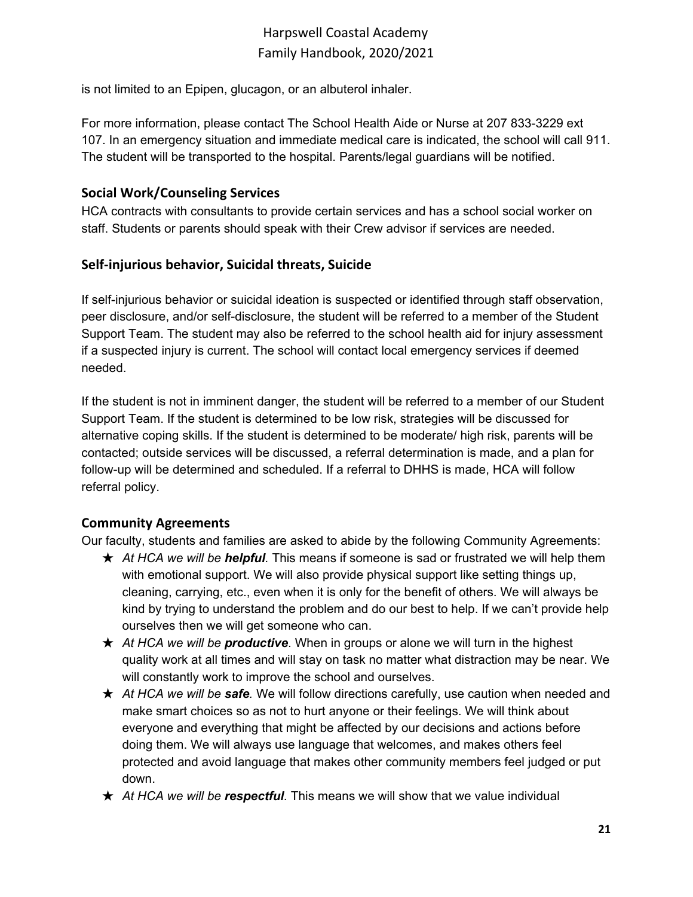is not limited to an Epipen, glucagon, or an albuterol inhaler.

For more information, please contact The School Health Aide or Nurse at 207 833-3229 ext 107. In an emergency situation and immediate medical care is indicated, the school will call 911. The student will be transported to the hospital. Parents/legal guardians will be notified.

### Social Work/Counseling Services

HCA contracts with consultants to provide certain services and has a school social worker on staff. Students or parents should speak with their Crew advisor if services are needed.

### Self-injurious behavior, Suicidal threats, Suicide

If self-injurious behavior or suicidal ideation is suspected or identified through staff observation, peer disclosure, and/or self-disclosure, the student will be referred to a member of the Student Support Team. The student may also be referred to the school health aid for injury assessment if a suspected injury is current. The school will contact local emergency services if deemed needed.

If the student is not in imminent danger, the student will be referred to a member of our Student Support Team. If the student is determined to be low risk, strategies will be discussed for alternative coping skills. If the student is determined to be moderate/ high risk, parents will be contacted; outside services will be discussed, a referral determination is made, and a plan for follow-up will be determined and scheduled. If a referral to DHHS is made, HCA will follow referral policy.

### Community Agreements

Our faculty, students and families are asked to abide by the following Community Agreements:

- ★ *At HCA we will be **helpful**.* This means if someone is sad or frustrated we will help them with emotional support. We will also provide physical support like setting things up, cleaning, carrying, etc., even when it is only for the benefit of others. We will always be kind by trying to understand the problem and do our best to help. If we can't provide help ourselves then we will get someone who can.
- ★ *At HCA we will be **productive***. When in groups or alone we will turn in the highest quality work at all times and will stay on task no matter what distraction may be near. We will constantly work to improve the school and ourselves.
- ★ *At HCA we will be **safe**.* We will follow directions carefully, use caution when needed and make smart choices so as not to hurt anyone or their feelings. We will think about everyone and everything that might be affected by our decisions and actions before doing them. We will always use language that welcomes, and makes others feel protected and avoid language that makes other community members feel judged or put down.
- ★ *At HCA we will be **respectful**.* This means we will show that we value individual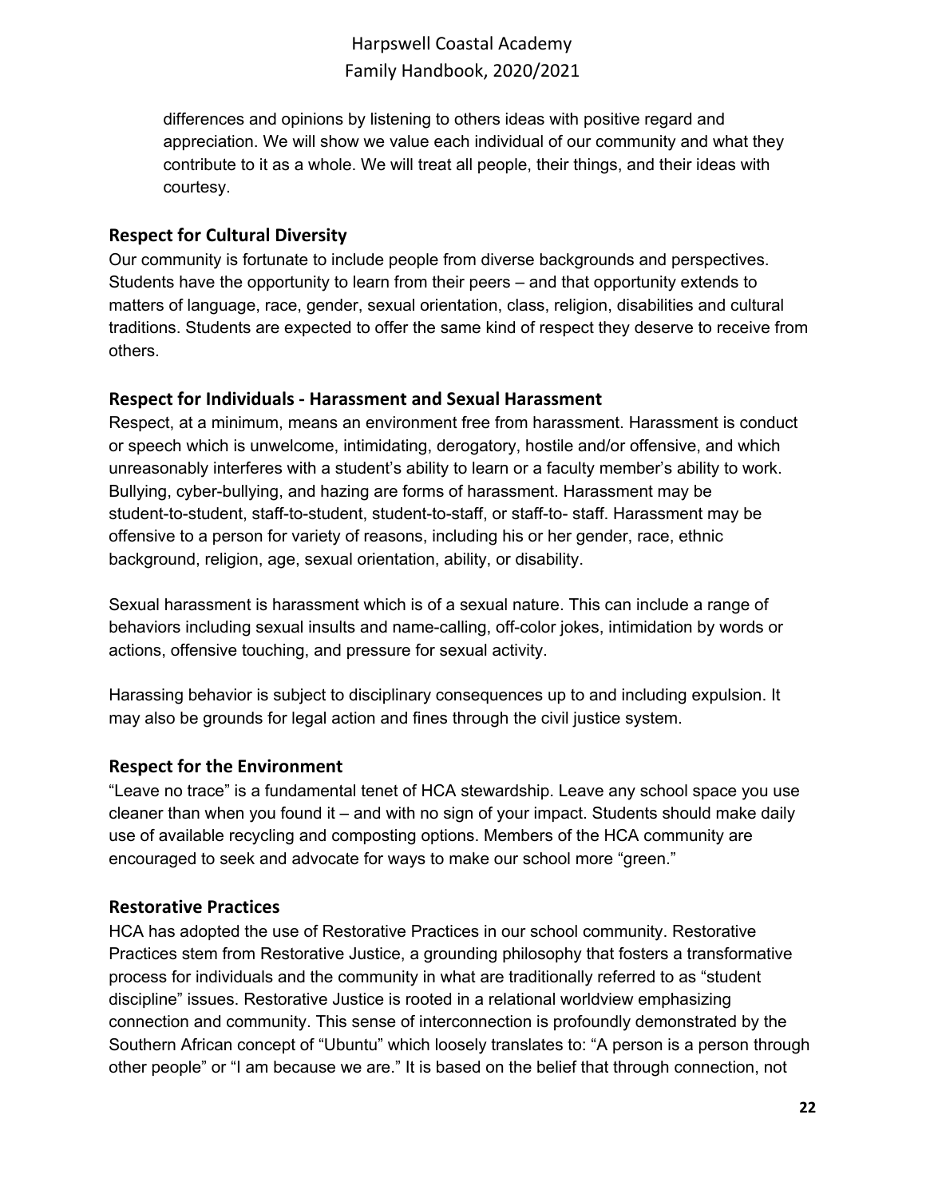differences and opinions by listening to others ideas with positive regard and appreciation. We will show we value each individual of our community and what they contribute to it as a whole. We will treat all people, their things, and their ideas with courtesy.

### Respect for Cultural Diversity

Our community is fortunate to include people from diverse backgrounds and perspectives. Students have the opportunity to learn from their peers – and that opportunity extends to matters of language, race, gender, sexual orientation, class, religion, disabilities and cultural traditions. Students are expected to offer the same kind of respect they deserve to receive from others.

### Respect for Individuals - Harassment and Sexual Harassment

Respect, at a minimum, means an environment free from harassment. Harassment is conduct or speech which is unwelcome, intimidating, derogatory, hostile and/or offensive, and which unreasonably interferes with a student's ability to learn or a faculty member's ability to work. Bullying, cyber-bullying, and hazing are forms of harassment. Harassment may be student-to-student, staff-to-student, student-to-staff, or staff-to- staff. Harassment may be offensive to a person for variety of reasons, including his or her gender, race, ethnic background, religion, age, sexual orientation, ability, or disability.

Sexual harassment is harassment which is of a sexual nature. This can include a range of behaviors including sexual insults and name-calling, off-color jokes, intimidation by words or actions, offensive touching, and pressure for sexual activity.

Harassing behavior is subject to disciplinary consequences up to and including expulsion. It may also be grounds for legal action and fines through the civil justice system.

### Respect for the Environment

"Leave no trace" is a fundamental tenet of HCA stewardship. Leave any school space you use cleaner than when you found it – and with no sign of your impact. Students should make daily use of available recycling and composting options. Members of the HCA community are encouraged to seek and advocate for ways to make our school more "green."

### Restorative Practices

HCA has adopted the use of Restorative Practices in our school community. Restorative Practices stem from Restorative Justice, a grounding philosophy that fosters a transformative process for individuals and the community in what are traditionally referred to as "student discipline" issues. Restorative Justice is rooted in a relational worldview emphasizing connection and community. This sense of interconnection is profoundly demonstrated by the Southern African concept of "Ubuntu" which loosely translates to: "A person is a person through other people" or "I am because we are." It is based on the belief that through connection, not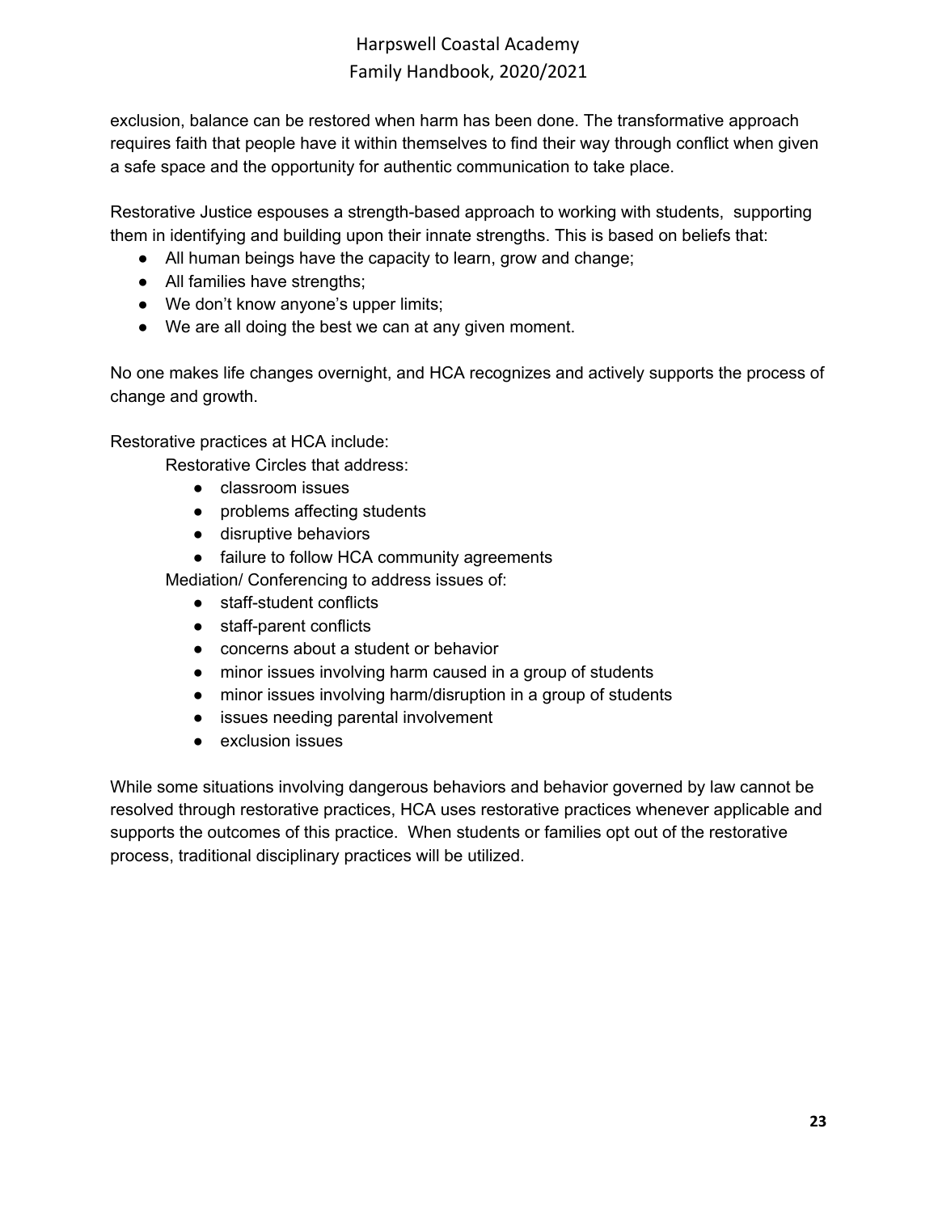exclusion, balance can be restored when harm has been done. The transformative approach requires faith that people have it within themselves to find their way through conflict when given a safe space and the opportunity for authentic communication to take place.

Restorative Justice espouses a strength-based approach to working with students, supporting them in identifying and building upon their innate strengths. This is based on beliefs that:

- All human beings have the capacity to learn, grow and change;
- All families have strengths;
- We don't know anyone's upper limits;
- We are all doing the best we can at any given moment.

No one makes life changes overnight, and HCA recognizes and actively supports the process of change and growth.

Restorative practices at HCA include:

Restorative Circles that address:

- classroom issues
- problems affecting students
- disruptive behaviors
- failure to follow HCA community agreements

Mediation/ Conferencing to address issues of:

- staff-student conflicts
- staff-parent conflicts
- concerns about a student or behavior
- minor issues involving harm caused in a group of students
- minor issues involving harm/disruption in a group of students
- issues needing parental involvement
- exclusion issues

While some situations involving dangerous behaviors and behavior governed by law cannot be resolved through restorative practices, HCA uses restorative practices whenever applicable and supports the outcomes of this practice. When students or families opt out of the restorative process, traditional disciplinary practices will be utilized.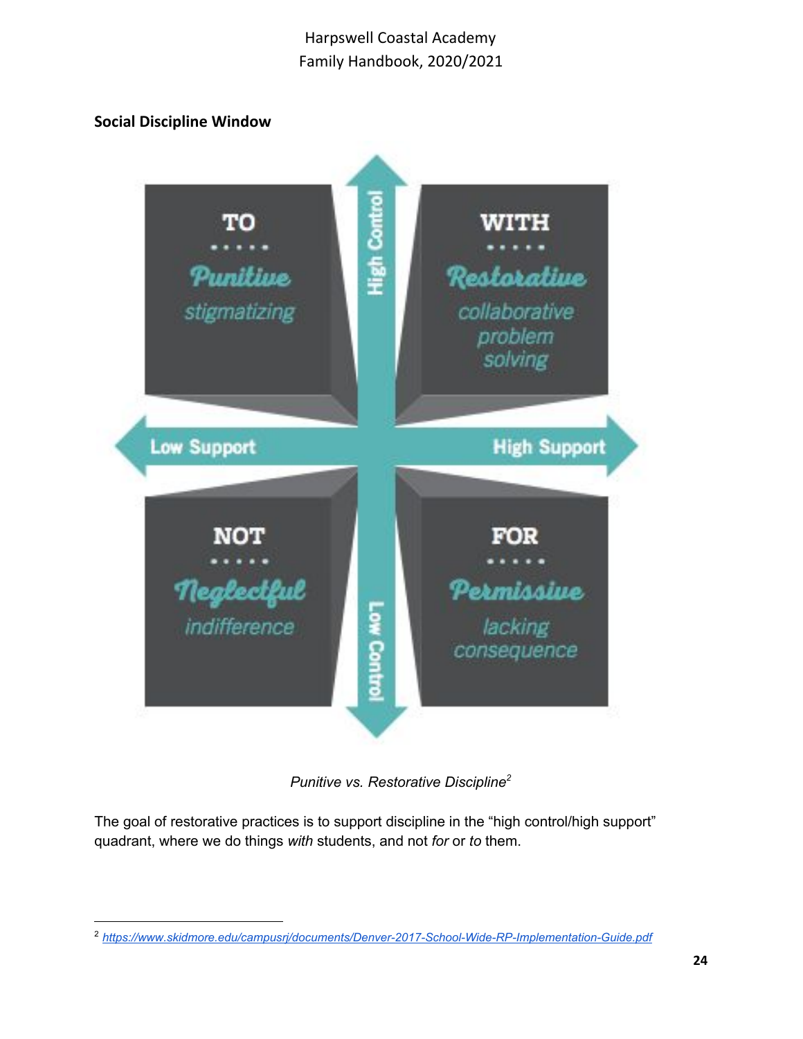## Social Discipline Window

| | Low Support | High Support |
|---|---|---|
| **High Control** | **TO** — *Punitive* — stigmatizing | **WITH** — *Restorative* — collaborative problem solving |
| **Low Control** | **NOT** — *Neglectful* — indifference | **FOR** — *Permissive* — lacking consequence |

*Punitive vs. Restorative Discipline*[2]

The goal of restorative practices is to support discipline in the "high control/high support" quadrant, where we do things *with* students, and not *for* or *to* them.

---

[2] https://www.skidmore.edu/campusrj/documents/Denver-2017-School-Wide-RP-Implementation-Guide.pdf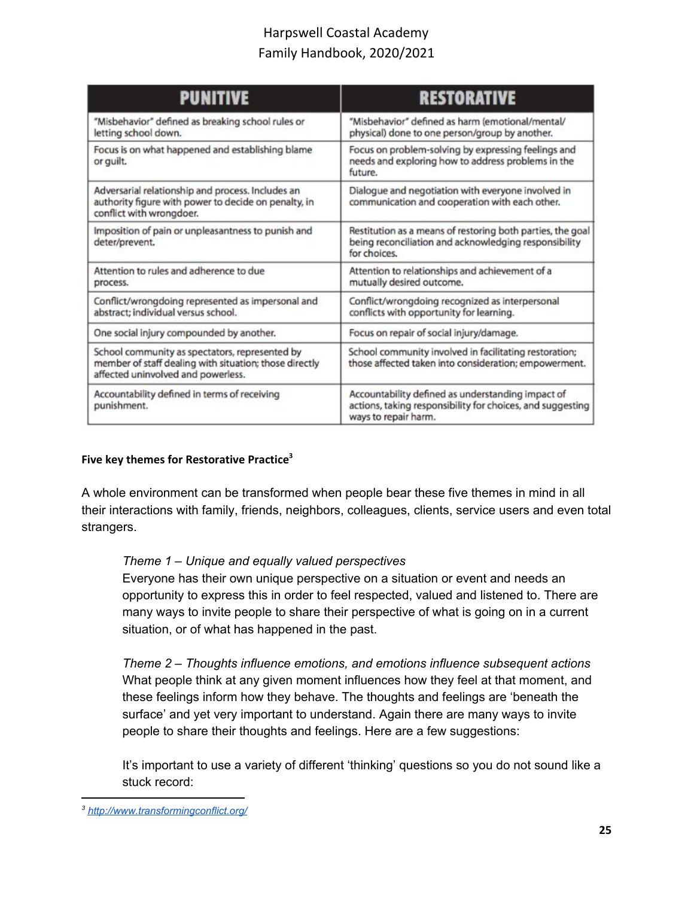| PUNITIVE | RESTORATIVE |
|---|---|
| "Misbehavior" defined as breaking school rules or letting school down. | "Misbehavior" defined as harm (emotional/mental/physical) done to one person/group by another. |
| Focus is on what happened and establishing blame or guilt. | Focus on problem-solving by expressing feelings and needs and exploring how to address problems in the future. |
| Adversarial relationship and process. Includes an authority figure with power to decide on penalty, in conflict with wrongdoer. | Dialogue and negotiation with everyone involved in communication and cooperation with each other. |
| Imposition of pain or unpleasantness to punish and deter/prevent. | Restitution as a means of restoring both parties, the goal being reconciliation and acknowledging responsibility for choices. |
| Attention to rules and adherence to due process. | Attention to relationships and achievement of a mutually desired outcome. |
| Conflict/wrongdoing represented as impersonal and abstract; individual versus school. | Conflict/wrongdoing recognized as interpersonal conflicts with opportunity for learning. |
| One social injury compounded by another. | Focus on repair of social injury/damage. |
| School community as spectators, represented by member of staff dealing with situation; those directly affected uninvolved and powerless. | School community involved in facilitating restoration; those affected taken into consideration; empowerment. |
| Accountability defined in terms of receiving punishment. | Accountability defined as understanding impact of actions, taking responsibility for choices, and suggesting ways to repair harm. |

**Five key themes for Restorative Practice**[3]

A whole environment can be transformed when people bear these five themes in mind in all their interactions with family, friends, neighbors, colleagues, clients, service users and even total strangers.

*Theme 1 – Unique and equally valued perspectives*
Everyone has their own unique perspective on a situation or event and needs an opportunity to express this in order to feel respected, valued and listened to. There are many ways to invite people to share their perspective of what is going on in a current situation, or of what has happened in the past.

*Theme 2 – Thoughts influence emotions, and emotions influence subsequent actions*
What people think at any given moment influences how they feel at that moment, and these feelings inform how they behave. The thoughts and feelings are 'beneath the surface' and yet very important to understand. Again there are many ways to invite people to share their thoughts and feelings. Here are a few suggestions:

It's important to use a variety of different 'thinking' questions so you do not sound like a stuck record:

[3] http://www.transformingconflict.org/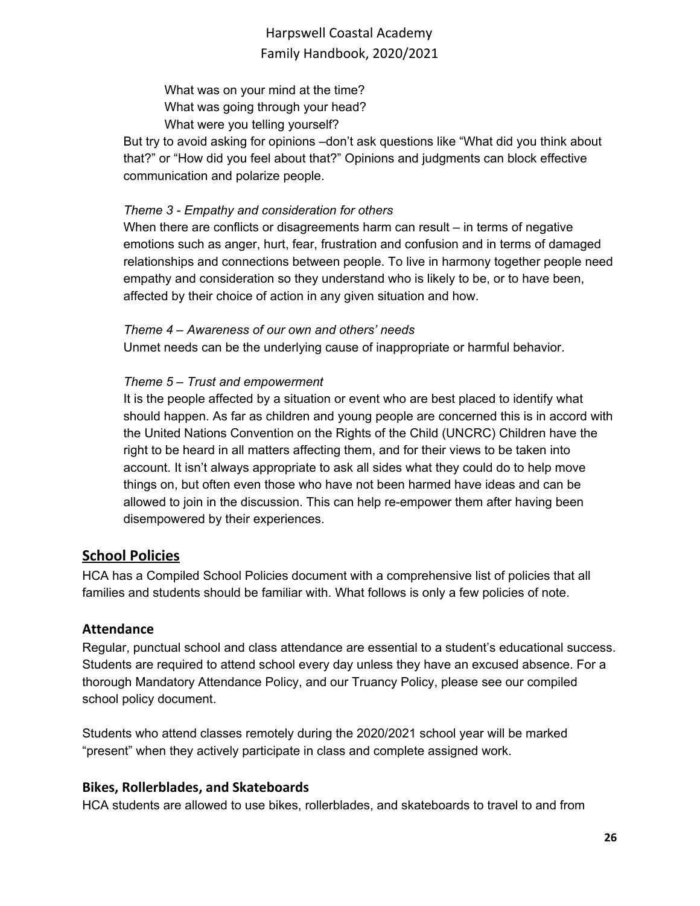What was on your mind at the time?
What was going through your head?
What were you telling yourself?

But try to avoid asking for opinions –don't ask questions like "What did you think about that?" or "How did you feel about that?" Opinions and judgments can block effective communication and polarize people.

*Theme 3 - Empathy and consideration for others*

When there are conflicts or disagreements harm can result – in terms of negative emotions such as anger, hurt, fear, frustration and confusion and in terms of damaged relationships and connections between people. To live in harmony together people need empathy and consideration so they understand who is likely to be, or to have been, affected by their choice of action in any given situation and how.

*Theme 4 – Awareness of our own and others' needs*

Unmet needs can be the underlying cause of inappropriate or harmful behavior.

*Theme 5 – Trust and empowerment*

It is the people affected by a situation or event who are best placed to identify what should happen. As far as children and young people are concerned this is in accord with the United Nations Convention on the Rights of the Child (UNCRC) Children have the right to be heard in all matters affecting them, and for their views to be taken into account. It isn't always appropriate to ask all sides what they could do to help move things on, but often even those who have not been harmed have ideas and can be allowed to join in the discussion. This can help re-empower them after having been disempowered by their experiences.

## School Policies

HCA has a Compiled School Policies document with a comprehensive list of policies that all families and students should be familiar with. What follows is only a few policies of note.

### Attendance

Regular, punctual school and class attendance are essential to a student's educational success. Students are required to attend school every day unless they have an excused absence. For a thorough Mandatory Attendance Policy, and our Truancy Policy, please see our compiled school policy document.

Students who attend classes remotely during the 2020/2021 school year will be marked "present" when they actively participate in class and complete assigned work.

### Bikes, Rollerblades, and Skateboards

HCA students are allowed to use bikes, rollerblades, and skateboards to travel to and from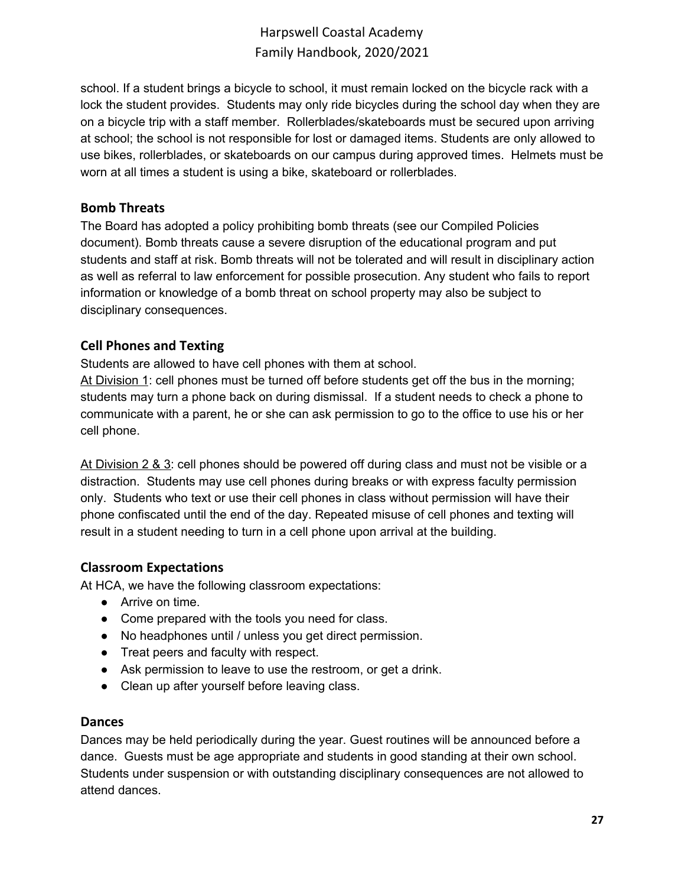school. If a student brings a bicycle to school, it must remain locked on the bicycle rack with a lock the student provides. Students may only ride bicycles during the school day when they are on a bicycle trip with a staff member. Rollerblades/skateboards must be secured upon arriving at school; the school is not responsible for lost or damaged items. Students are only allowed to use bikes, rollerblades, or skateboards on our campus during approved times. Helmets must be worn at all times a student is using a bike, skateboard or rollerblades.

### Bomb Threats

The Board has adopted a policy prohibiting bomb threats (see our Compiled Policies document). Bomb threats cause a severe disruption of the educational program and put students and staff at risk. Bomb threats will not be tolerated and will result in disciplinary action as well as referral to law enforcement for possible prosecution. Any student who fails to report information or knowledge of a bomb threat on school property may also be subject to disciplinary consequences.

### Cell Phones and Texting

Students are allowed to have cell phones with them at school.

At Division 1: cell phones must be turned off before students get off the bus in the morning; students may turn a phone back on during dismissal. If a student needs to check a phone to communicate with a parent, he or she can ask permission to go to the office to use his or her cell phone.

At Division 2 & 3: cell phones should be powered off during class and must not be visible or a distraction. Students may use cell phones during breaks or with express faculty permission only. Students who text or use their cell phones in class without permission will have their phone confiscated until the end of the day. Repeated misuse of cell phones and texting will result in a student needing to turn in a cell phone upon arrival at the building.

### Classroom Expectations

At HCA, we have the following classroom expectations:

- Arrive on time.
- Come prepared with the tools you need for class.
- No headphones until / unless you get direct permission.
- Treat peers and faculty with respect.
- Ask permission to leave to use the restroom, or get a drink.
- Clean up after yourself before leaving class.

### Dances

Dances may be held periodically during the year. Guest routines will be announced before a dance. Guests must be age appropriate and students in good standing at their own school. Students under suspension or with outstanding disciplinary consequences are not allowed to attend dances.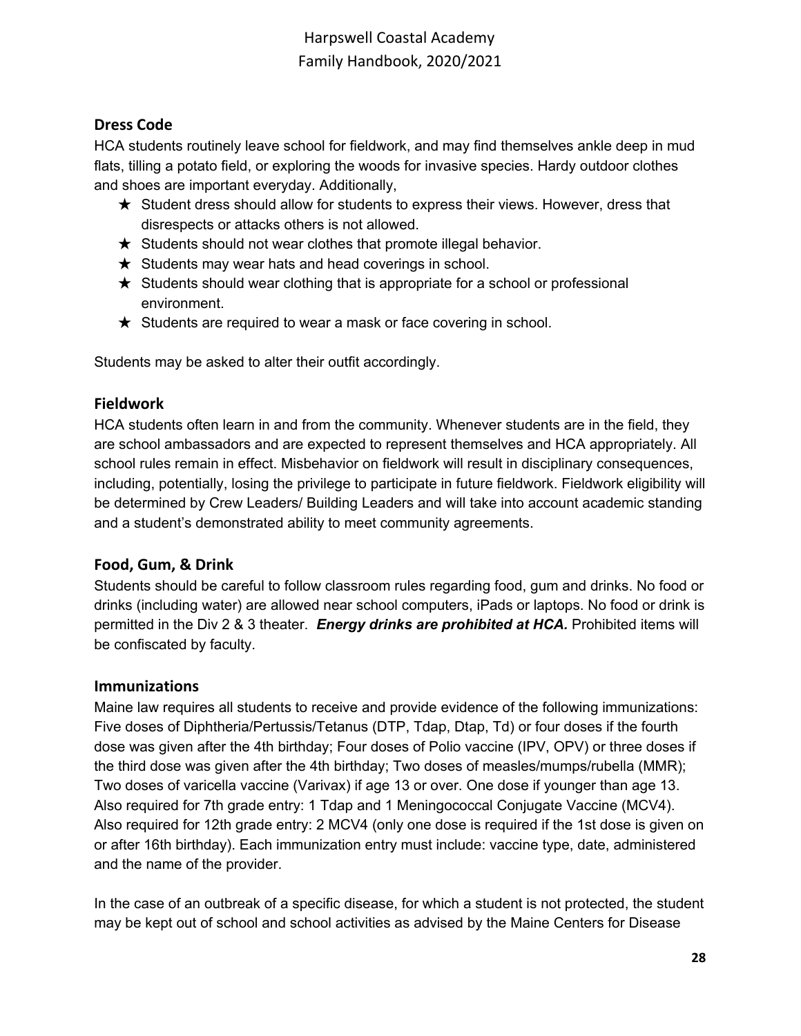## Dress Code

HCA students routinely leave school for fieldwork, and may find themselves ankle deep in mud flats, tilling a potato field, or exploring the woods for invasive species. Hardy outdoor clothes and shoes are important everyday. Additionally,

- ★ Student dress should allow for students to express their views. However, dress that disrespects or attacks others is not allowed.
- ★ Students should not wear clothes that promote illegal behavior.
- ★ Students may wear hats and head coverings in school.
- ★ Students should wear clothing that is appropriate for a school or professional environment.
- ★ Students are required to wear a mask or face covering in school.

Students may be asked to alter their outfit accordingly.

## Fieldwork

HCA students often learn in and from the community. Whenever students are in the field, they are school ambassadors and are expected to represent themselves and HCA appropriately. All school rules remain in effect. Misbehavior on fieldwork will result in disciplinary consequences, including, potentially, losing the privilege to participate in future fieldwork. Fieldwork eligibility will be determined by Crew Leaders/ Building Leaders and will take into account academic standing and a student's demonstrated ability to meet community agreements.

## Food, Gum, & Drink

Students should be careful to follow classroom rules regarding food, gum and drinks. No food or drinks (including water) are allowed near school computers, iPads or laptops. No food or drink is permitted in the Div 2 & 3 theater. ***Energy drinks are prohibited at HCA.*** Prohibited items will be confiscated by faculty.

## Immunizations

Maine law requires all students to receive and provide evidence of the following immunizations: Five doses of Diphtheria/Pertussis/Tetanus (DTP, Tdap, Dtap, Td) or four doses if the fourth dose was given after the 4th birthday; Four doses of Polio vaccine (IPV, OPV) or three doses if the third dose was given after the 4th birthday; Two doses of measles/mumps/rubella (MMR); Two doses of varicella vaccine (Varivax) if age 13 or over. One dose if younger than age 13. Also required for 7th grade entry: 1 Tdap and 1 Meningococcal Conjugate Vaccine (MCV4). Also required for 12th grade entry: 2 MCV4 (only one dose is required if the 1st dose is given on or after 16th birthday). Each immunization entry must include: vaccine type, date, administered and the name of the provider.

In the case of an outbreak of a specific disease, for which a student is not protected, the student may be kept out of school and school activities as advised by the Maine Centers for Disease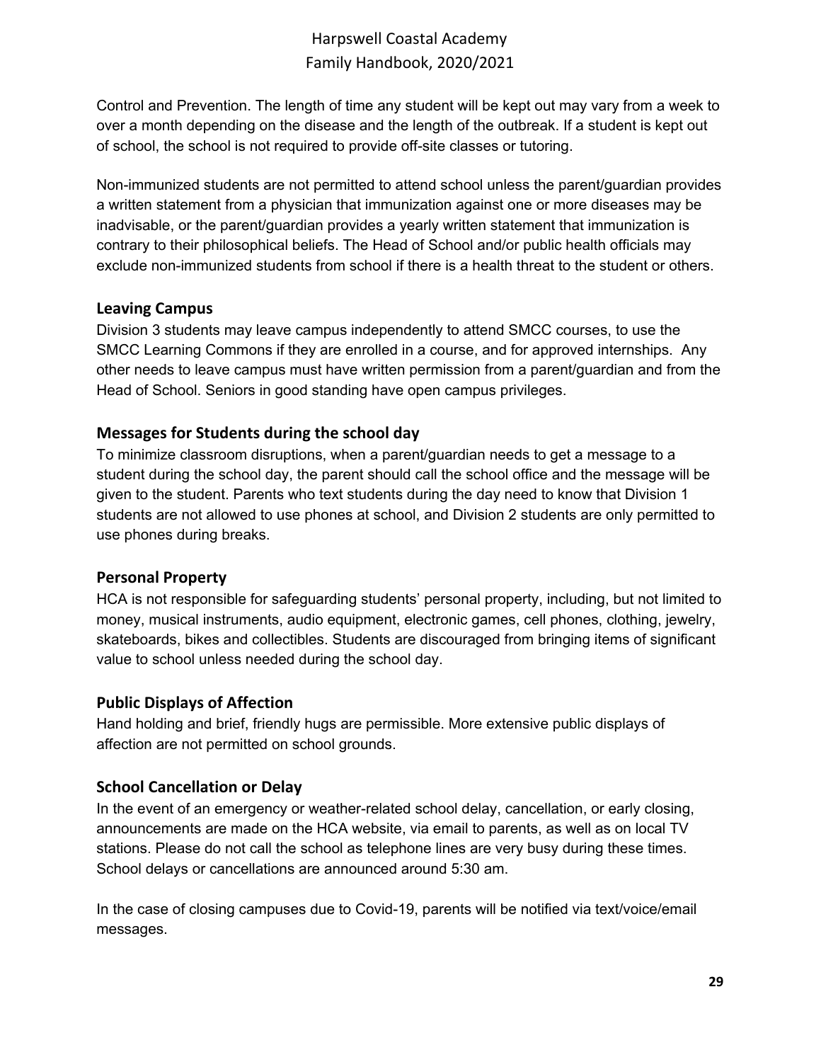Control and Prevention. The length of time any student will be kept out may vary from a week to over a month depending on the disease and the length of the outbreak. If a student is kept out of school, the school is not required to provide off-site classes or tutoring.

Non-immunized students are not permitted to attend school unless the parent/guardian provides a written statement from a physician that immunization against one or more diseases may be inadvisable, or the parent/guardian provides a yearly written statement that immunization is contrary to their philosophical beliefs. The Head of School and/or public health officials may exclude non-immunized students from school if there is a health threat to the student or others.

### Leaving Campus

Division 3 students may leave campus independently to attend SMCC courses, to use the SMCC Learning Commons if they are enrolled in a course, and for approved internships. Any other needs to leave campus must have written permission from a parent/guardian and from the Head of School. Seniors in good standing have open campus privileges.

### Messages for Students during the school day

To minimize classroom disruptions, when a parent/guardian needs to get a message to a student during the school day, the parent should call the school office and the message will be given to the student. Parents who text students during the day need to know that Division 1 students are not allowed to use phones at school, and Division 2 students are only permitted to use phones during breaks.

### Personal Property

HCA is not responsible for safeguarding students' personal property, including, but not limited to money, musical instruments, audio equipment, electronic games, cell phones, clothing, jewelry, skateboards, bikes and collectibles. Students are discouraged from bringing items of significant value to school unless needed during the school day.

### Public Displays of Affection

Hand holding and brief, friendly hugs are permissible. More extensive public displays of affection are not permitted on school grounds.

### School Cancellation or Delay

In the event of an emergency or weather-related school delay, cancellation, or early closing, announcements are made on the HCA website, via email to parents, as well as on local TV stations. Please do not call the school as telephone lines are very busy during these times. School delays or cancellations are announced around 5:30 am.

In the case of closing campuses due to Covid-19, parents will be notified via text/voice/email messages.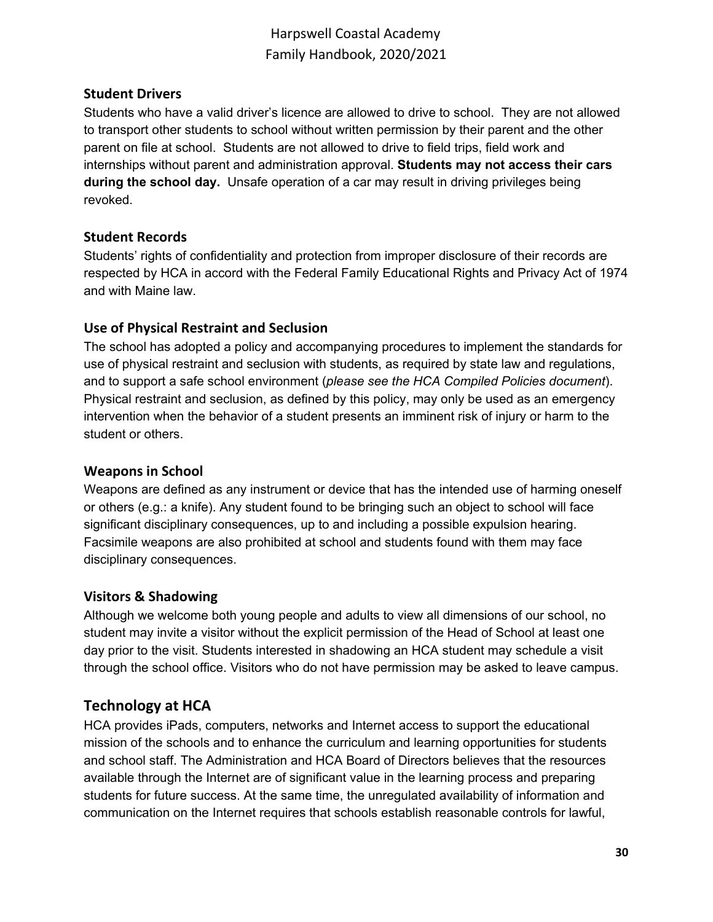### Student Drivers

Students who have a valid driver's licence are allowed to drive to school. They are not allowed to transport other students to school without written permission by their parent and the other parent on file at school. Students are not allowed to drive to field trips, field work and internships without parent and administration approval. **Students may not access their cars during the school day.** Unsafe operation of a car may result in driving privileges being revoked.

### Student Records

Students' rights of confidentiality and protection from improper disclosure of their records are respected by HCA in accord with the Federal Family Educational Rights and Privacy Act of 1974 and with Maine law.

### Use of Physical Restraint and Seclusion

The school has adopted a policy and accompanying procedures to implement the standards for use of physical restraint and seclusion with students, as required by state law and regulations, and to support a safe school environment (*please see the HCA Compiled Policies document*). Physical restraint and seclusion, as defined by this policy, may only be used as an emergency intervention when the behavior of a student presents an imminent risk of injury or harm to the student or others.

### Weapons in School

Weapons are defined as any instrument or device that has the intended use of harming oneself or others (e.g.: a knife). Any student found to be bringing such an object to school will face significant disciplinary consequences, up to and including a possible expulsion hearing. Facsimile weapons are also prohibited at school and students found with them may face disciplinary consequences.

### Visitors & Shadowing

Although we welcome both young people and adults to view all dimensions of our school, no student may invite a visitor without the explicit permission of the Head of School at least one day prior to the visit. Students interested in shadowing an HCA student may schedule a visit through the school office. Visitors who do not have permission may be asked to leave campus.

## Technology at HCA

HCA provides iPads, computers, networks and Internet access to support the educational mission of the schools and to enhance the curriculum and learning opportunities for students and school staff. The Administration and HCA Board of Directors believes that the resources available through the Internet are of significant value in the learning process and preparing students for future success. At the same time, the unregulated availability of information and communication on the Internet requires that schools establish reasonable controls for lawful,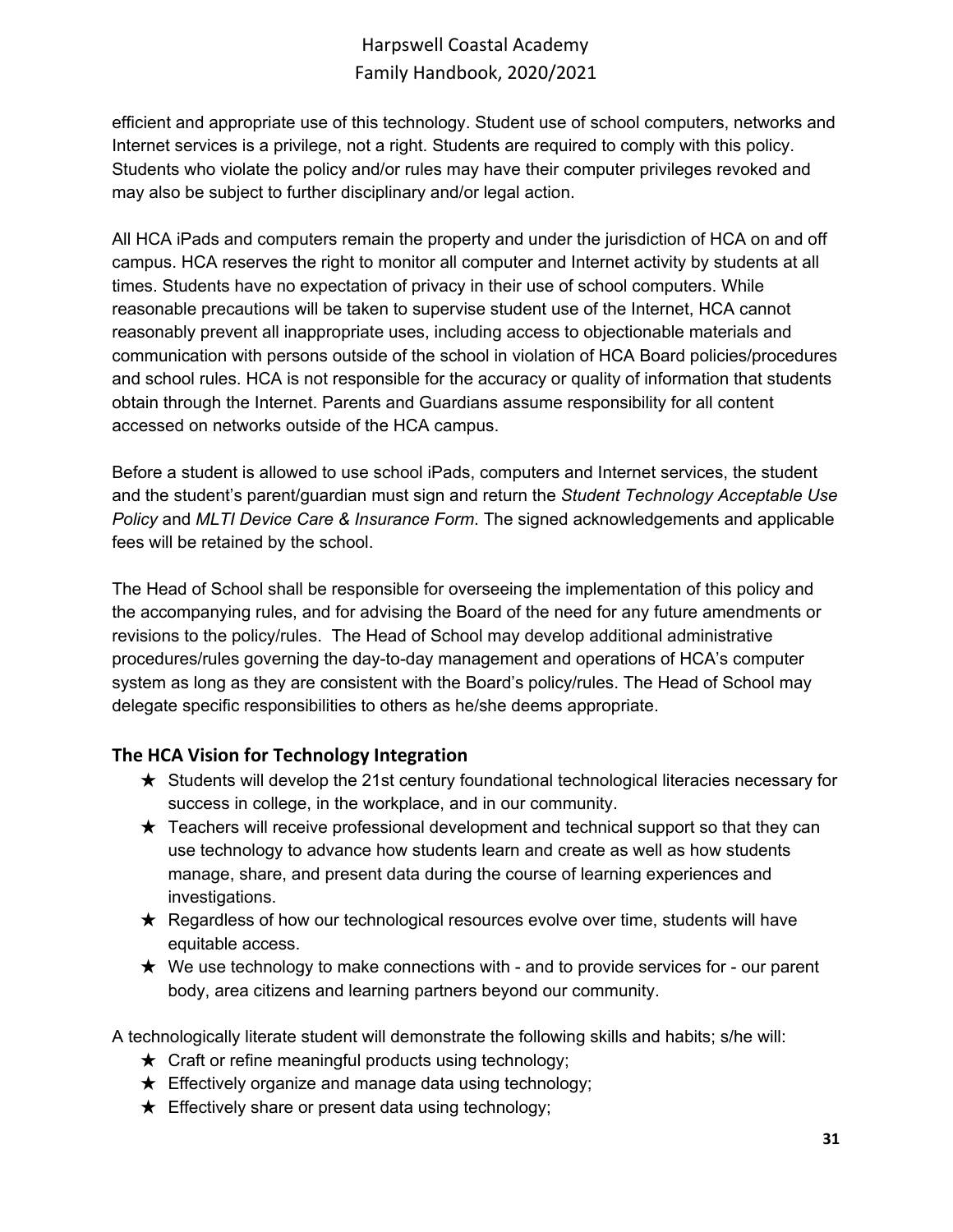efficient and appropriate use of this technology. Student use of school computers, networks and Internet services is a privilege, not a right. Students are required to comply with this policy. Students who violate the policy and/or rules may have their computer privileges revoked and may also be subject to further disciplinary and/or legal action.

All HCA iPads and computers remain the property and under the jurisdiction of HCA on and off campus. HCA reserves the right to monitor all computer and Internet activity by students at all times. Students have no expectation of privacy in their use of school computers. While reasonable precautions will be taken to supervise student use of the Internet, HCA cannot reasonably prevent all inappropriate uses, including access to objectionable materials and communication with persons outside of the school in violation of HCA Board policies/procedures and school rules. HCA is not responsible for the accuracy or quality of information that students obtain through the Internet. Parents and Guardians assume responsibility for all content accessed on networks outside of the HCA campus.

Before a student is allowed to use school iPads, computers and Internet services, the student and the student's parent/guardian must sign and return the *Student Technology Acceptable Use Policy* and *MLTI Device Care & Insurance Form*. The signed acknowledgements and applicable fees will be retained by the school.

The Head of School shall be responsible for overseeing the implementation of this policy and the accompanying rules, and for advising the Board of the need for any future amendments or revisions to the policy/rules. The Head of School may develop additional administrative procedures/rules governing the day-to-day management and operations of HCA's computer system as long as they are consistent with the Board's policy/rules. The Head of School may delegate specific responsibilities to others as he/she deems appropriate.

### The HCA Vision for Technology Integration

- ★ Students will develop the 21st century foundational technological literacies necessary for success in college, in the workplace, and in our community.
- ★ Teachers will receive professional development and technical support so that they can use technology to advance how students learn and create as well as how students manage, share, and present data during the course of learning experiences and investigations.
- ★ Regardless of how our technological resources evolve over time, students will have equitable access.
- ★ We use technology to make connections with - and to provide services for - our parent body, area citizens and learning partners beyond our community.

A technologically literate student will demonstrate the following skills and habits; s/he will:

- ★ Craft or refine meaningful products using technology;
- ★ Effectively organize and manage data using technology;
- ★ Effectively share or present data using technology;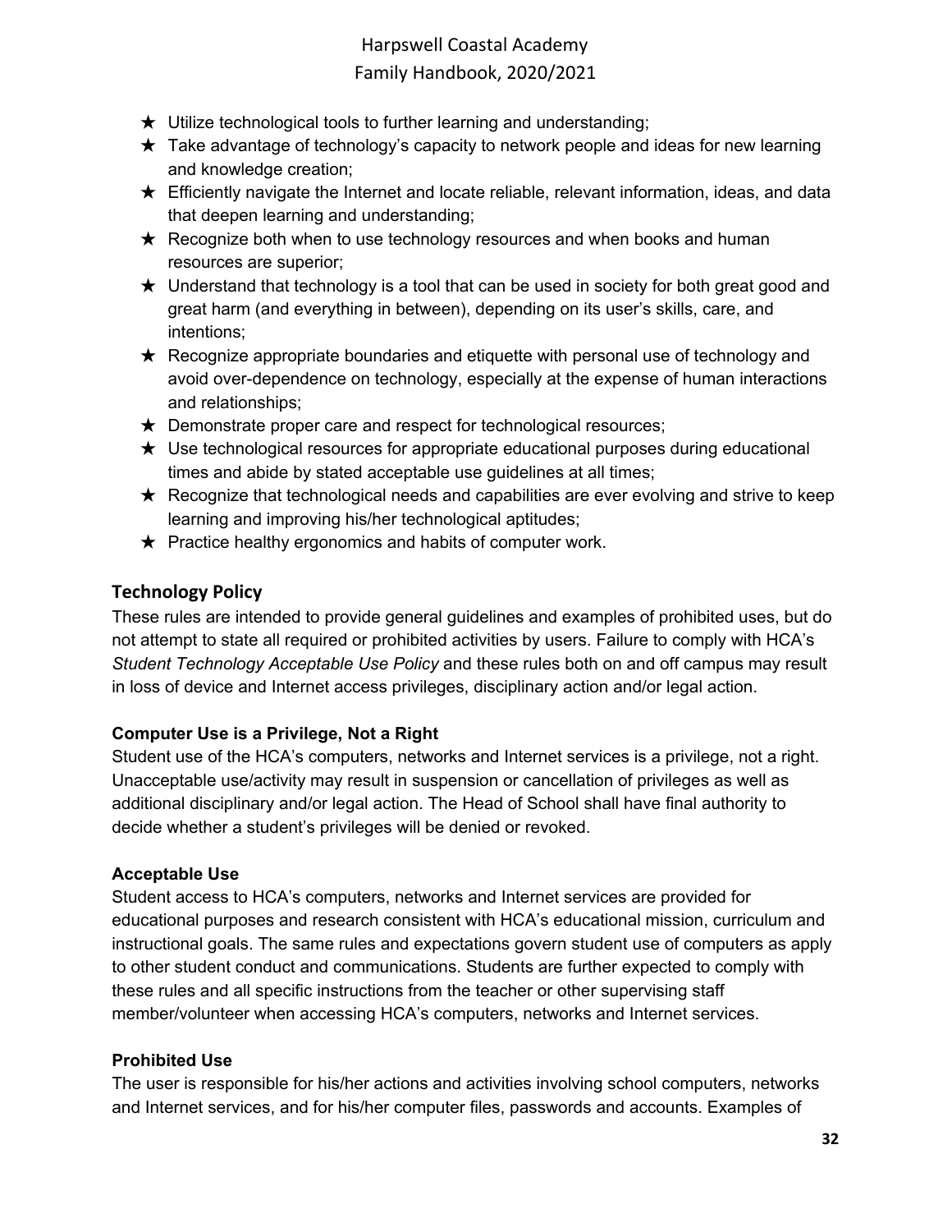- ★ Utilize technological tools to further learning and understanding;
- ★ Take advantage of technology's capacity to network people and ideas for new learning and knowledge creation;
- ★ Efficiently navigate the Internet and locate reliable, relevant information, ideas, and data that deepen learning and understanding;
- ★ Recognize both when to use technology resources and when books and human resources are superior;
- ★ Understand that technology is a tool that can be used in society for both great good and great harm (and everything in between), depending on its user's skills, care, and intentions;
- ★ Recognize appropriate boundaries and etiquette with personal use of technology and avoid over-dependence on technology, especially at the expense of human interactions and relationships;
- ★ Demonstrate proper care and respect for technological resources;
- ★ Use technological resources for appropriate educational purposes during educational times and abide by stated acceptable use guidelines at all times;
- ★ Recognize that technological needs and capabilities are ever evolving and strive to keep learning and improving his/her technological aptitudes;
- ★ Practice healthy ergonomics and habits of computer work.

## Technology Policy

These rules are intended to provide general guidelines and examples of prohibited uses, but do not attempt to state all required or prohibited activities by users. Failure to comply with HCA's *Student Technology Acceptable Use Policy* and these rules both on and off campus may result in loss of device and Internet access privileges, disciplinary action and/or legal action.

### Computer Use is a Privilege, Not a Right

Student use of the HCA's computers, networks and Internet services is a privilege, not a right. Unacceptable use/activity may result in suspension or cancellation of privileges as well as additional disciplinary and/or legal action. The Head of School shall have final authority to decide whether a student's privileges will be denied or revoked.

### Acceptable Use

Student access to HCA's computers, networks and Internet services are provided for educational purposes and research consistent with HCA's educational mission, curriculum and instructional goals. The same rules and expectations govern student use of computers as apply to other student conduct and communications. Students are further expected to comply with these rules and all specific instructions from the teacher or other supervising staff member/volunteer when accessing HCA's computers, networks and Internet services.

### Prohibited Use

The user is responsible for his/her actions and activities involving school computers, networks and Internet services, and for his/her computer files, passwords and accounts. Examples of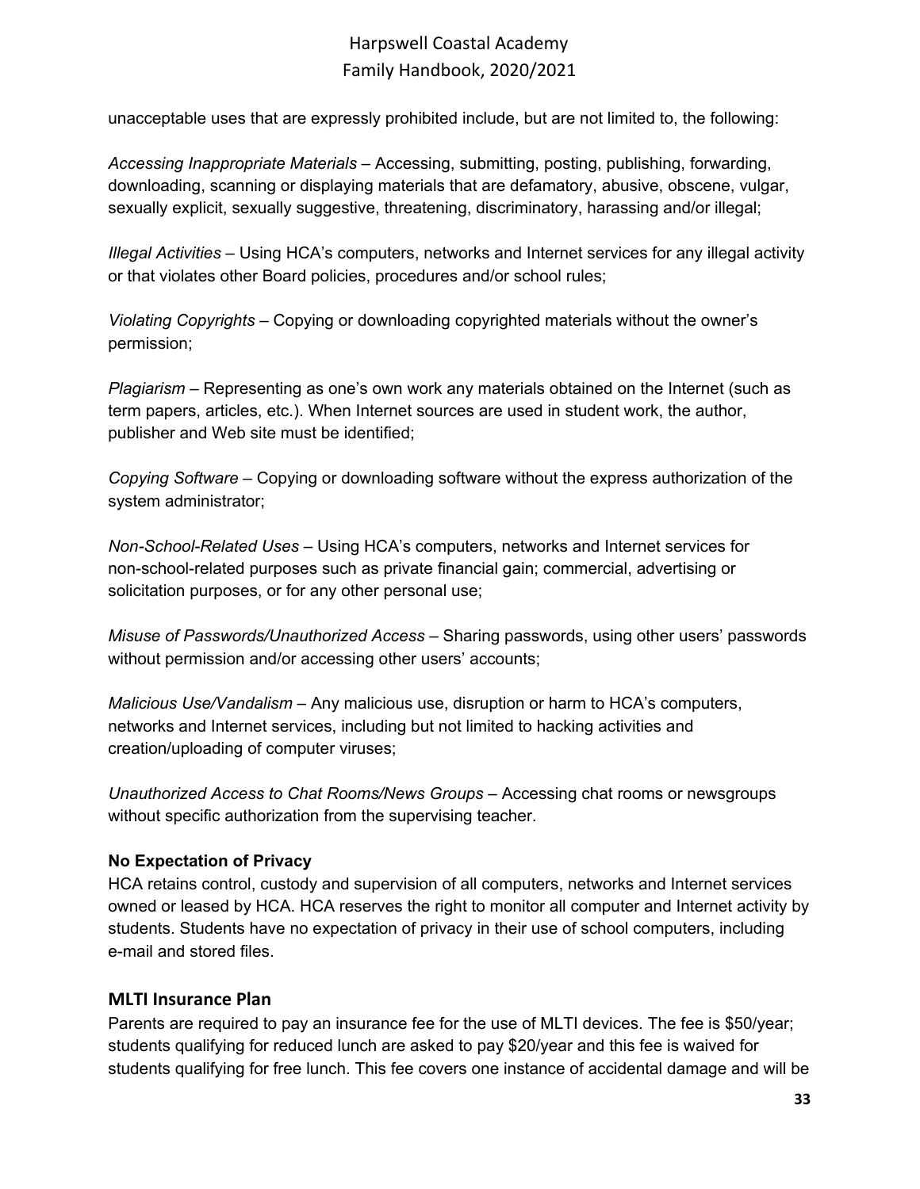unacceptable uses that are expressly prohibited include, but are not limited to, the following:

*Accessing Inappropriate Materials* – Accessing, submitting, posting, publishing, forwarding, downloading, scanning or displaying materials that are defamatory, abusive, obscene, vulgar, sexually explicit, sexually suggestive, threatening, discriminatory, harassing and/or illegal;

*Illegal Activities* – Using HCA's computers, networks and Internet services for any illegal activity or that violates other Board policies, procedures and/or school rules;

*Violating Copyrights* – Copying or downloading copyrighted materials without the owner's permission;

*Plagiarism* – Representing as one's own work any materials obtained on the Internet (such as term papers, articles, etc.). When Internet sources are used in student work, the author, publisher and Web site must be identified;

*Copying Software* – Copying or downloading software without the express authorization of the system administrator;

*Non-School-Related Uses* – Using HCA's computers, networks and Internet services for non-school-related purposes such as private financial gain; commercial, advertising or solicitation purposes, or for any other personal use;

*Misuse of Passwords/Unauthorized Access* – Sharing passwords, using other users' passwords without permission and/or accessing other users' accounts;

*Malicious Use/Vandalism* – Any malicious use, disruption or harm to HCA's computers, networks and Internet services, including but not limited to hacking activities and creation/uploading of computer viruses;

*Unauthorized Access to Chat Rooms/News Groups* – Accessing chat rooms or newsgroups without specific authorization from the supervising teacher.

**No Expectation of Privacy**

HCA retains control, custody and supervision of all computers, networks and Internet services owned or leased by HCA. HCA reserves the right to monitor all computer and Internet activity by students. Students have no expectation of privacy in their use of school computers, including e-mail and stored files.

## MLTI Insurance Plan

Parents are required to pay an insurance fee for the use of MLTI devices. The fee is $50/year; students qualifying for reduced lunch are asked to pay $20/year and this fee is waived for students qualifying for free lunch. This fee covers one instance of accidental damage and will be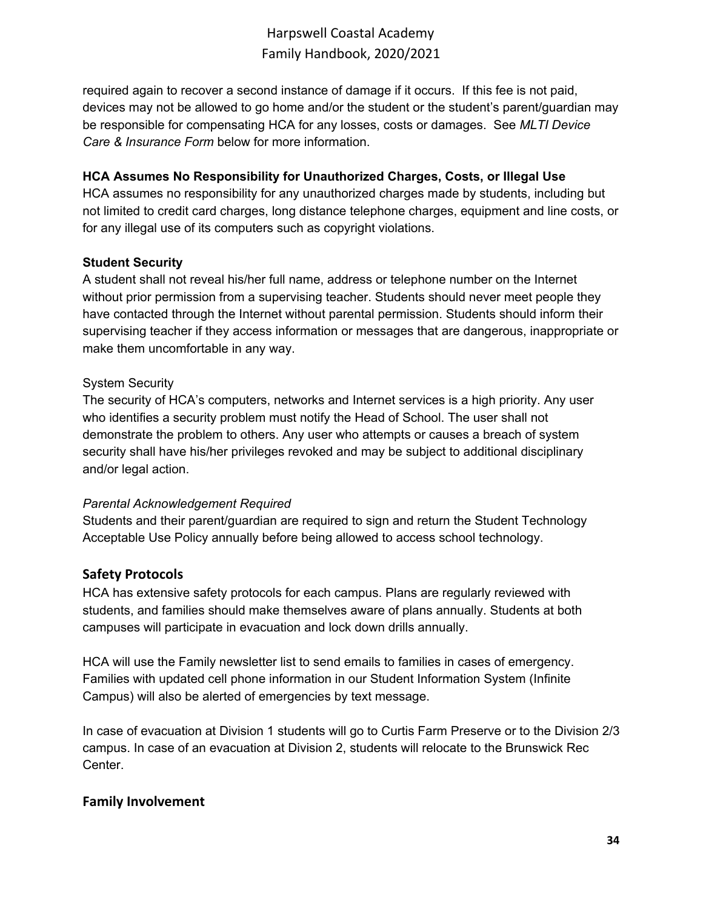required again to recover a second instance of damage if it occurs. If this fee is not paid, devices may not be allowed to go home and/or the student or the student's parent/guardian may be responsible for compensating HCA for any losses, costs or damages. See *MLTI Device Care & Insurance Form* below for more information.

**HCA Assumes No Responsibility for Unauthorized Charges, Costs, or Illegal Use**

HCA assumes no responsibility for any unauthorized charges made by students, including but not limited to credit card charges, long distance telephone charges, equipment and line costs, or for any illegal use of its computers such as copyright violations.

**Student Security**

A student shall not reveal his/her full name, address or telephone number on the Internet without prior permission from a supervising teacher. Students should never meet people they have contacted through the Internet without parental permission. Students should inform their supervising teacher if they access information or messages that are dangerous, inappropriate or make them uncomfortable in any way.

System Security

The security of HCA's computers, networks and Internet services is a high priority. Any user who identifies a security problem must notify the Head of School. The user shall not demonstrate the problem to others. Any user who attempts or causes a breach of system security shall have his/her privileges revoked and may be subject to additional disciplinary and/or legal action.

*Parental Acknowledgement Required*

Students and their parent/guardian are required to sign and return the Student Technology Acceptable Use Policy annually before being allowed to access school technology.

## Safety Protocols

HCA has extensive safety protocols for each campus. Plans are regularly reviewed with students, and families should make themselves aware of plans annually. Students at both campuses will participate in evacuation and lock down drills annually.

HCA will use the Family newsletter list to send emails to families in cases of emergency. Families with updated cell phone information in our Student Information System (Infinite Campus) will also be alerted of emergencies by text message.

In case of evacuation at Division 1 students will go to Curtis Farm Preserve or to the Division 2/3 campus. In case of an evacuation at Division 2, students will relocate to the Brunswick Rec Center.

## Family Involvement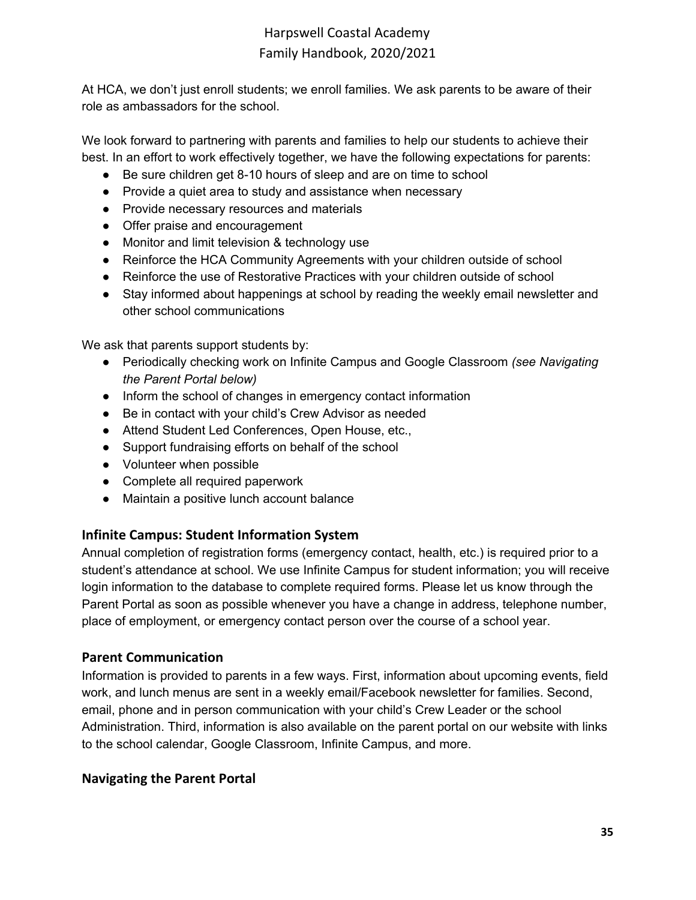At HCA, we don't just enroll students; we enroll families. We ask parents to be aware of their role as ambassadors for the school.

We look forward to partnering with parents and families to help our students to achieve their best. In an effort to work effectively together, we have the following expectations for parents:

- Be sure children get 8-10 hours of sleep and are on time to school
- Provide a quiet area to study and assistance when necessary
- Provide necessary resources and materials
- Offer praise and encouragement
- Monitor and limit television & technology use
- Reinforce the HCA Community Agreements with your children outside of school
- Reinforce the use of Restorative Practices with your children outside of school
- Stay informed about happenings at school by reading the weekly email newsletter and other school communications

We ask that parents support students by:

- Periodically checking work on Infinite Campus and Google Classroom *(see Navigating the Parent Portal below)*
- Inform the school of changes in emergency contact information
- Be in contact with your child's Crew Advisor as needed
- Attend Student Led Conferences, Open House, etc.,
- Support fundraising efforts on behalf of the school
- Volunteer when possible
- Complete all required paperwork
- Maintain a positive lunch account balance

### Infinite Campus: Student Information System

Annual completion of registration forms (emergency contact, health, etc.) is required prior to a student's attendance at school. We use Infinite Campus for student information; you will receive login information to the database to complete required forms. Please let us know through the Parent Portal as soon as possible whenever you have a change in address, telephone number, place of employment, or emergency contact person over the course of a school year.

### Parent Communication

Information is provided to parents in a few ways. First, information about upcoming events, field work, and lunch menus are sent in a weekly email/Facebook newsletter for families. Second, email, phone and in person communication with your child's Crew Leader or the school Administration. Third, information is also available on the parent portal on our website with links to the school calendar, Google Classroom, Infinite Campus, and more.

### Navigating the Parent Portal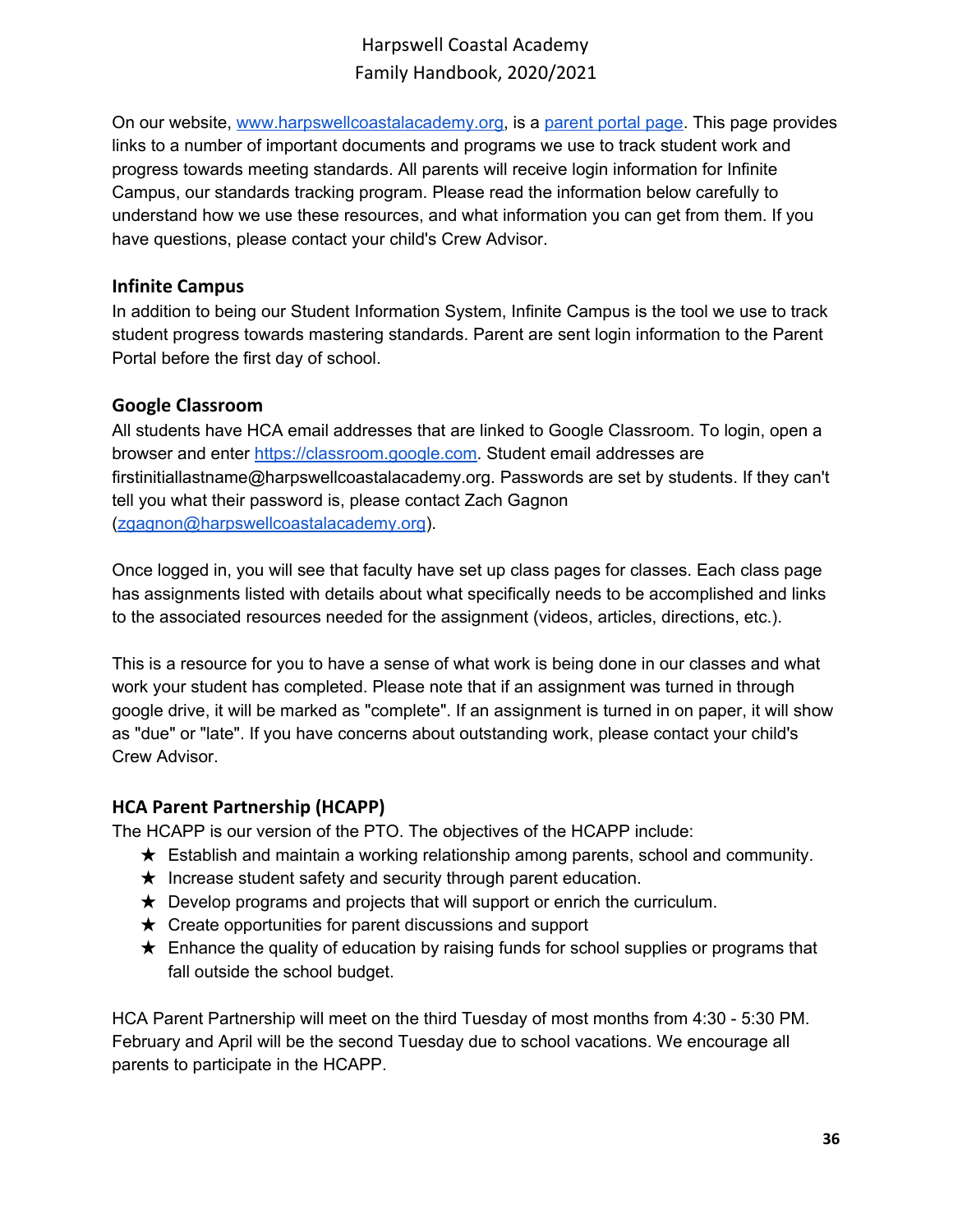On our website, [www.harpswellcoastalacademy.org](http://www.harpswellcoastalacademy.org), is a [parent portal page](#). This page provides links to a number of important documents and programs we use to track student work and progress towards meeting standards. All parents will receive login information for Infinite Campus, our standards tracking program. Please read the information below carefully to understand how we use these resources, and what information you can get from them. If you have questions, please contact your child's Crew Advisor.

### Infinite Campus

In addition to being our Student Information System, Infinite Campus is the tool we use to track student progress towards mastering standards. Parent are sent login information to the Parent Portal before the first day of school.

### Google Classroom

All students have HCA email addresses that are linked to Google Classroom. To login, open a browser and enter [https://classroom.google.com](https://classroom.google.com). Student email addresses are firstinitiallastname@harpswellcoastalacademy.org. Passwords are set by students. If they can't tell you what their password is, please contact Zach Gagnon ([zgagnon@harpswellcoastalacademy.org](mailto:zgagnon@harpswellcoastalacademy.org)).

Once logged in, you will see that faculty have set up class pages for classes. Each class page has assignments listed with details about what specifically needs to be accomplished and links to the associated resources needed for the assignment (videos, articles, directions, etc.).

This is a resource for you to have a sense of what work is being done in our classes and what work your student has completed. Please note that if an assignment was turned in through google drive, it will be marked as "complete". If an assignment is turned in on paper, it will show as "due" or "late". If you have concerns about outstanding work, please contact your child's Crew Advisor.

### HCA Parent Partnership (HCAPP)

The HCAPP is our version of the PTO. The objectives of the HCAPP include:

- ★ Establish and maintain a working relationship among parents, school and community.
- ★ Increase student safety and security through parent education.
- ★ Develop programs and projects that will support or enrich the curriculum.
- ★ Create opportunities for parent discussions and support
- ★ Enhance the quality of education by raising funds for school supplies or programs that fall outside the school budget.

HCA Parent Partnership will meet on the third Tuesday of most months from 4:30 - 5:30 PM. February and April will be the second Tuesday due to school vacations. We encourage all parents to participate in the HCAPP.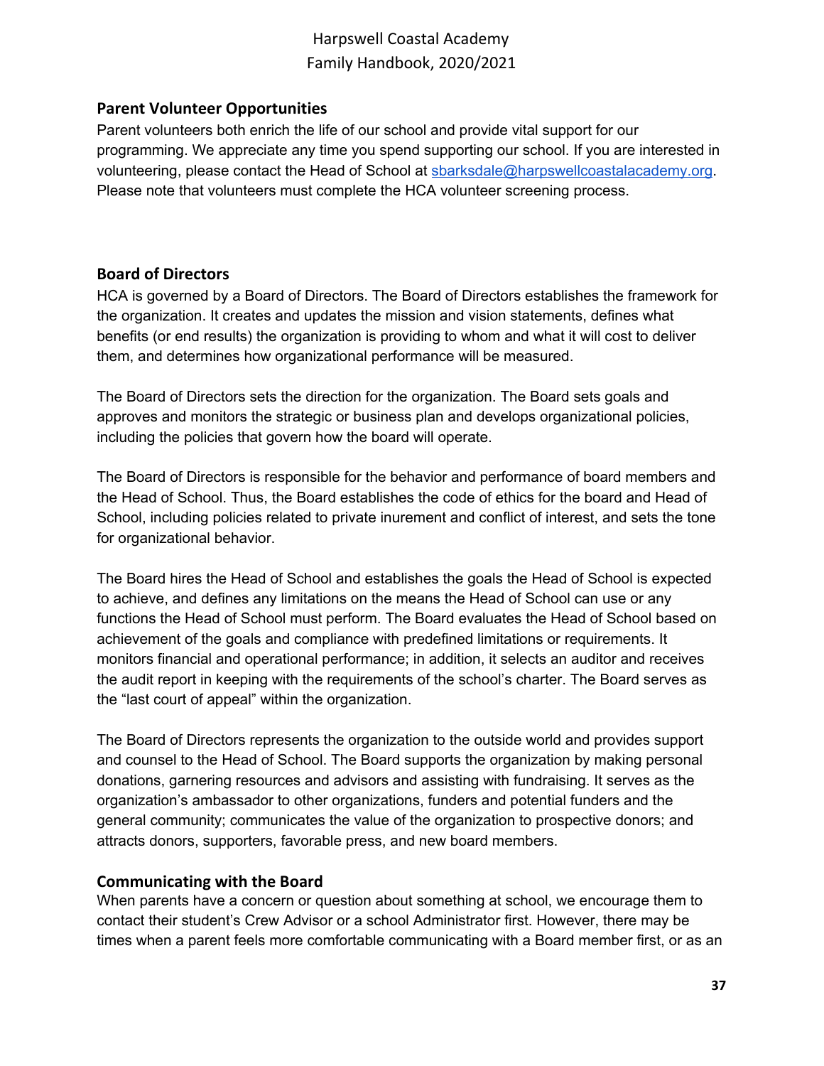## Parent Volunteer Opportunities

Parent volunteers both enrich the life of our school and provide vital support for our programming. We appreciate any time you spend supporting our school. If you are interested in volunteering, please contact the Head of School at sbarksdale@harpswellcoastalacademy.org. Please note that volunteers must complete the HCA volunteer screening process.

## Board of Directors

HCA is governed by a Board of Directors. The Board of Directors establishes the framework for the organization. It creates and updates the mission and vision statements, defines what benefits (or end results) the organization is providing to whom and what it will cost to deliver them, and determines how organizational performance will be measured.

The Board of Directors sets the direction for the organization. The Board sets goals and approves and monitors the strategic or business plan and develops organizational policies, including the policies that govern how the board will operate.

The Board of Directors is responsible for the behavior and performance of board members and the Head of School. Thus, the Board establishes the code of ethics for the board and Head of School, including policies related to private inurement and conflict of interest, and sets the tone for organizational behavior.

The Board hires the Head of School and establishes the goals the Head of School is expected to achieve, and defines any limitations on the means the Head of School can use or any functions the Head of School must perform. The Board evaluates the Head of School based on achievement of the goals and compliance with predefined limitations or requirements. It monitors financial and operational performance; in addition, it selects an auditor and receives the audit report in keeping with the requirements of the school's charter. The Board serves as the "last court of appeal" within the organization.

The Board of Directors represents the organization to the outside world and provides support and counsel to the Head of School. The Board supports the organization by making personal donations, garnering resources and advisors and assisting with fundraising. It serves as the organization's ambassador to other organizations, funders and potential funders and the general community; communicates the value of the organization to prospective donors; and attracts donors, supporters, favorable press, and new board members.

## Communicating with the Board

When parents have a concern or question about something at school, we encourage them to contact their student's Crew Advisor or a school Administrator first. However, there may be times when a parent feels more comfortable communicating with a Board member first, or as an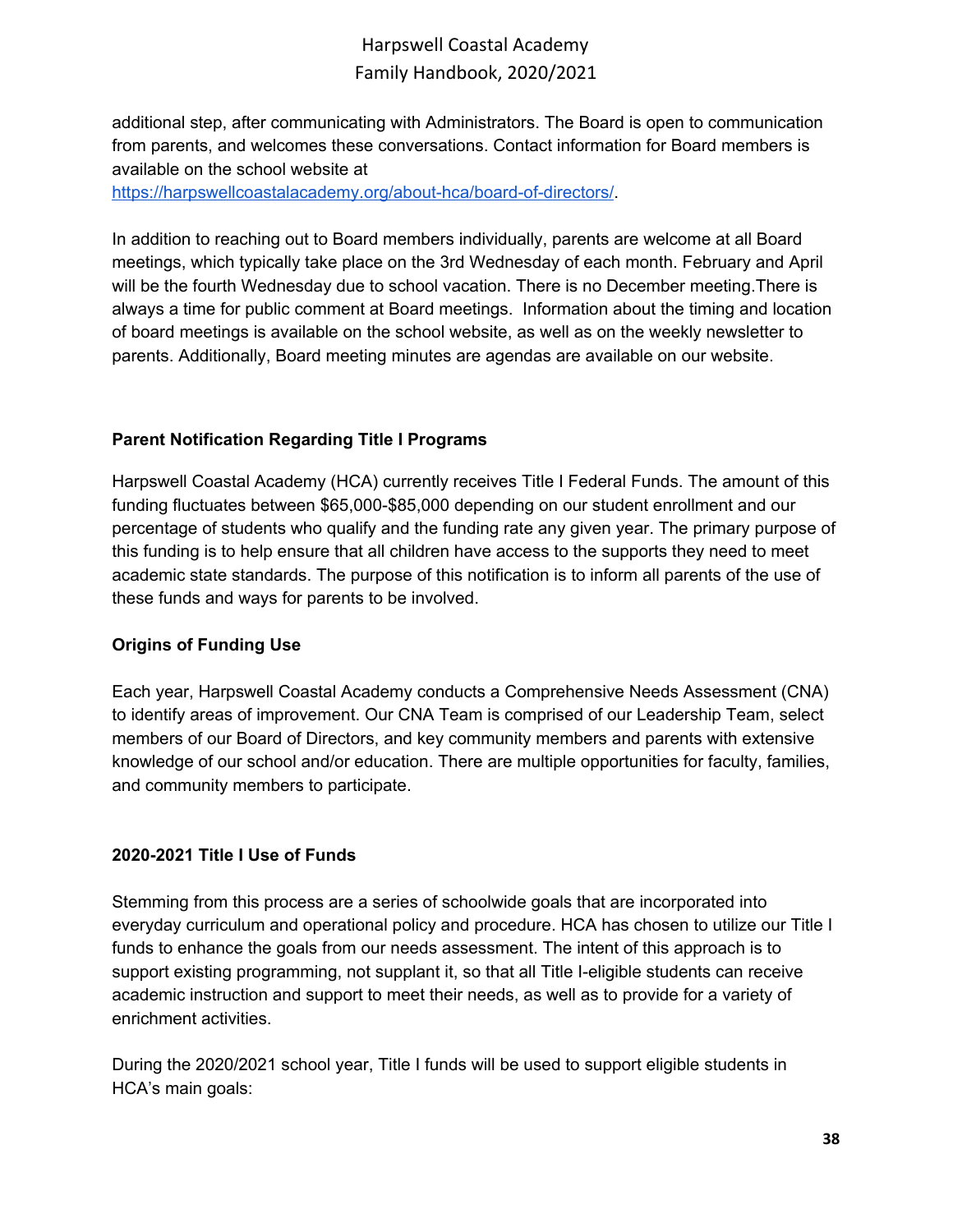additional step, after communicating with Administrators. The Board is open to communication from parents, and welcomes these conversations. Contact information for Board members is available on the school website at https://harpswellcoastalacademy.org/about-hca/board-of-directors/.

In addition to reaching out to Board members individually, parents are welcome at all Board meetings, which typically take place on the 3rd Wednesday of each month. February and April will be the fourth Wednesday due to school vacation. There is no December meeting.There is always a time for public comment at Board meetings. Information about the timing and location of board meetings is available on the school website, as well as on the weekly newsletter to parents. Additionally, Board meeting minutes are agendas are available on our website.

**Parent Notification Regarding Title I Programs**

Harpswell Coastal Academy (HCA) currently receives Title I Federal Funds. The amount of this funding fluctuates between $65,000-$85,000 depending on our student enrollment and our percentage of students who qualify and the funding rate any given year. The primary purpose of this funding is to help ensure that all children have access to the supports they need to meet academic state standards. The purpose of this notification is to inform all parents of the use of these funds and ways for parents to be involved.

**Origins of Funding Use**

Each year, Harpswell Coastal Academy conducts a Comprehensive Needs Assessment (CNA) to identify areas of improvement. Our CNA Team is comprised of our Leadership Team, select members of our Board of Directors, and key community members and parents with extensive knowledge of our school and/or education. There are multiple opportunities for faculty, families, and community members to participate.

**2020-2021 Title I Use of Funds**

Stemming from this process are a series of schoolwide goals that are incorporated into everyday curriculum and operational policy and procedure. HCA has chosen to utilize our Title I funds to enhance the goals from our needs assessment. The intent of this approach is to support existing programming, not supplant it, so that all Title I-eligible students can receive academic instruction and support to meet their needs, as well as to provide for a variety of enrichment activities.

During the 2020/2021 school year, Title I funds will be used to support eligible students in HCA's main goals: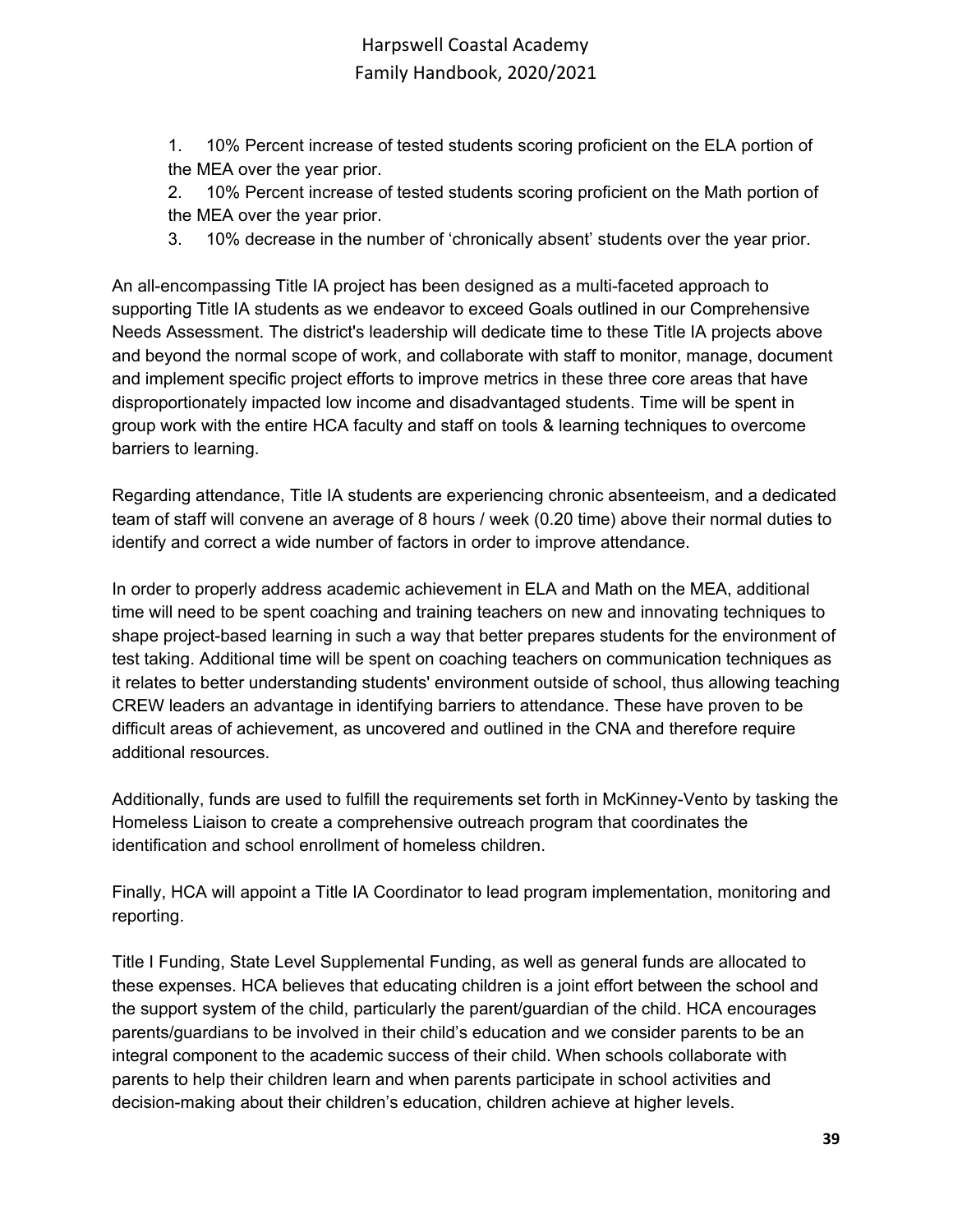1. 10% Percent increase of tested students scoring proficient on the ELA portion of the MEA over the year prior.
2. 10% Percent increase of tested students scoring proficient on the Math portion of the MEA over the year prior.
3. 10% decrease in the number of 'chronically absent' students over the year prior.

An all-encompassing Title IA project has been designed as a multi-faceted approach to supporting Title IA students as we endeavor to exceed Goals outlined in our Comprehensive Needs Assessment. The district's leadership will dedicate time to these Title IA projects above and beyond the normal scope of work, and collaborate with staff to monitor, manage, document and implement specific project efforts to improve metrics in these three core areas that have disproportionately impacted low income and disadvantaged students. Time will be spent in group work with the entire HCA faculty and staff on tools & learning techniques to overcome barriers to learning.

Regarding attendance, Title IA students are experiencing chronic absenteeism, and a dedicated team of staff will convene an average of 8 hours / week (0.20 time) above their normal duties to identify and correct a wide number of factors in order to improve attendance.

In order to properly address academic achievement in ELA and Math on the MEA, additional time will need to be spent coaching and training teachers on new and innovating techniques to shape project-based learning in such a way that better prepares students for the environment of test taking. Additional time will be spent on coaching teachers on communication techniques as it relates to better understanding students' environment outside of school, thus allowing teaching CREW leaders an advantage in identifying barriers to attendance. These have proven to be difficult areas of achievement, as uncovered and outlined in the CNA and therefore require additional resources.

Additionally, funds are used to fulfill the requirements set forth in McKinney-Vento by tasking the Homeless Liaison to create a comprehensive outreach program that coordinates the identification and school enrollment of homeless children.

Finally, HCA will appoint a Title IA Coordinator to lead program implementation, monitoring and reporting.

Title I Funding, State Level Supplemental Funding, as well as general funds are allocated to these expenses. HCA believes that educating children is a joint effort between the school and the support system of the child, particularly the parent/guardian of the child. HCA encourages parents/guardians to be involved in their child's education and we consider parents to be an integral component to the academic success of their child. When schools collaborate with parents to help their children learn and when parents participate in school activities and decision-making about their children's education, children achieve at higher levels.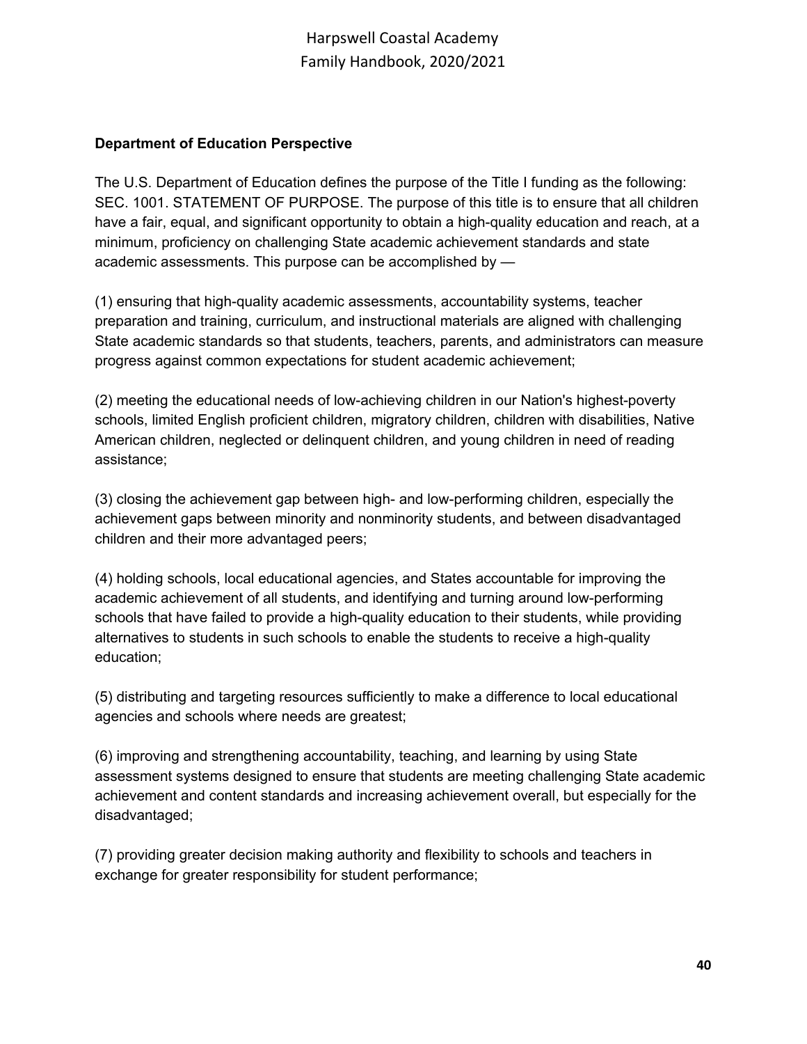**Department of Education Perspective**

The U.S. Department of Education defines the purpose of the Title I funding as the following: SEC. 1001. STATEMENT OF PURPOSE. The purpose of this title is to ensure that all children have a fair, equal, and significant opportunity to obtain a high-quality education and reach, at a minimum, proficiency on challenging State academic achievement standards and state academic assessments. This purpose can be accomplished by —

(1) ensuring that high-quality academic assessments, accountability systems, teacher preparation and training, curriculum, and instructional materials are aligned with challenging State academic standards so that students, teachers, parents, and administrators can measure progress against common expectations for student academic achievement;

(2) meeting the educational needs of low-achieving children in our Nation's highest-poverty schools, limited English proficient children, migratory children, children with disabilities, Native American children, neglected or delinquent children, and young children in need of reading assistance;

(3) closing the achievement gap between high- and low-performing children, especially the achievement gaps between minority and nonminority students, and between disadvantaged children and their more advantaged peers;

(4) holding schools, local educational agencies, and States accountable for improving the academic achievement of all students, and identifying and turning around low-performing schools that have failed to provide a high-quality education to their students, while providing alternatives to students in such schools to enable the students to receive a high-quality education;

(5) distributing and targeting resources sufficiently to make a difference to local educational agencies and schools where needs are greatest;

(6) improving and strengthening accountability, teaching, and learning by using State assessment systems designed to ensure that students are meeting challenging State academic achievement and content standards and increasing achievement overall, but especially for the disadvantaged;

(7) providing greater decision making authority and flexibility to schools and teachers in exchange for greater responsibility for student performance;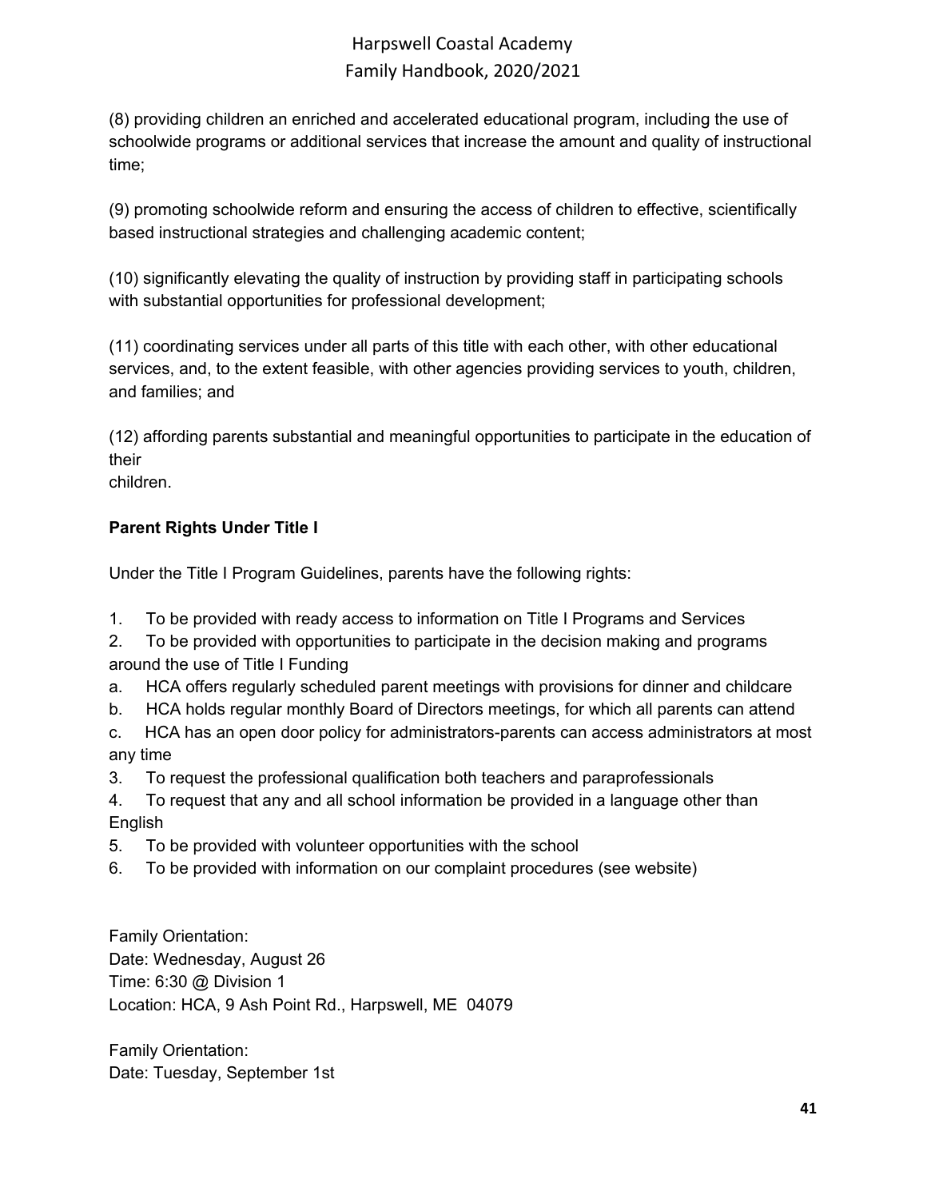(8) providing children an enriched and accelerated educational program, including the use of schoolwide programs or additional services that increase the amount and quality of instructional time;

(9) promoting schoolwide reform and ensuring the access of children to effective, scientifically based instructional strategies and challenging academic content;

(10) significantly elevating the quality of instruction by providing staff in participating schools with substantial opportunities for professional development;

(11) coordinating services under all parts of this title with each other, with other educational services, and, to the extent feasible, with other agencies providing services to youth, children, and families; and

(12) affording parents substantial and meaningful opportunities to participate in the education of their
children.

**Parent Rights Under Title I**

Under the Title I Program Guidelines, parents have the following rights:

1. To be provided with ready access to information on Title I Programs and Services
2. To be provided with opportunities to participate in the decision making and programs around the use of Title I Funding
   a. HCA offers regularly scheduled parent meetings with provisions for dinner and childcare
   b. HCA holds regular monthly Board of Directors meetings, for which all parents can attend
   c. HCA has an open door policy for administrators-parents can access administrators at most any time
3. To request the professional qualification both teachers and paraprofessionals
4. To request that any and all school information be provided in a language other than English
5. To be provided with volunteer opportunities with the school
6. To be provided with information on our complaint procedures (see website)

Family Orientation:
Date: Wednesday, August 26
Time: 6:30 @ Division 1
Location: HCA, 9 Ash Point Rd., Harpswell, ME 04079

Family Orientation:
Date: Tuesday, September 1st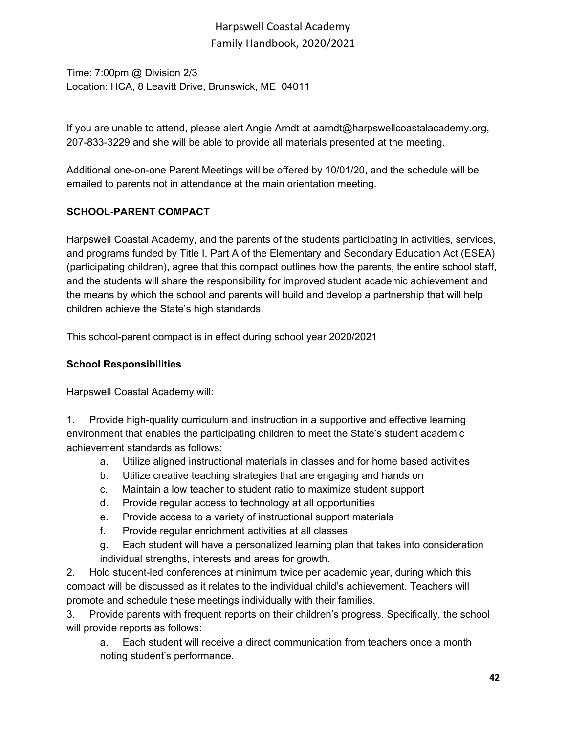Time: 7:00pm @ Division 2/3
Location: HCA, 8 Leavitt Drive, Brunswick, ME  04011

If you are unable to attend, please alert Angie Arndt at aarndt@harpswellcoastalacademy.org, 207-833-3229 and she will be able to provide all materials presented at the meeting.

Additional one-on-one Parent Meetings will be offered by 10/01/20, and the schedule will be emailed to parents not in attendance at the main orientation meeting.

**SCHOOL-PARENT COMPACT**

Harpswell Coastal Academy, and the parents of the students participating in activities, services, and programs funded by Title I, Part A of the Elementary and Secondary Education Act (ESEA) (participating children), agree that this compact outlines how the parents, the entire school staff, and the students will share the responsibility for improved student academic achievement and the means by which the school and parents will build and develop a partnership that will help children achieve the State's high standards.

This school-parent compact is in effect during school year 2020/2021

**School Responsibilities**

Harpswell Coastal Academy will:

1. Provide high-quality curriculum and instruction in a supportive and effective learning environment that enables the participating children to meet the State's student academic achievement standards as follows:
    a. Utilize aligned instructional materials in classes and for home based activities
    b. Utilize creative teaching strategies that are engaging and hands on
    c. Maintain a low teacher to student ratio to maximize student support
    d. Provide regular access to technology at all opportunities
    e. Provide access to a variety of instructional support materials
    f. Provide regular enrichment activities at all classes
    g. Each student will have a personalized learning plan that takes into consideration individual strengths, interests and areas for growth.
2. Hold student-led conferences at minimum twice per academic year, during which this compact will be discussed as it relates to the individual child's achievement. Teachers will promote and schedule these meetings individually with their families.
3. Provide parents with frequent reports on their children's progress. Specifically, the school will provide reports as follows:
    a. Each student will receive a direct communication from teachers once a month noting student's performance.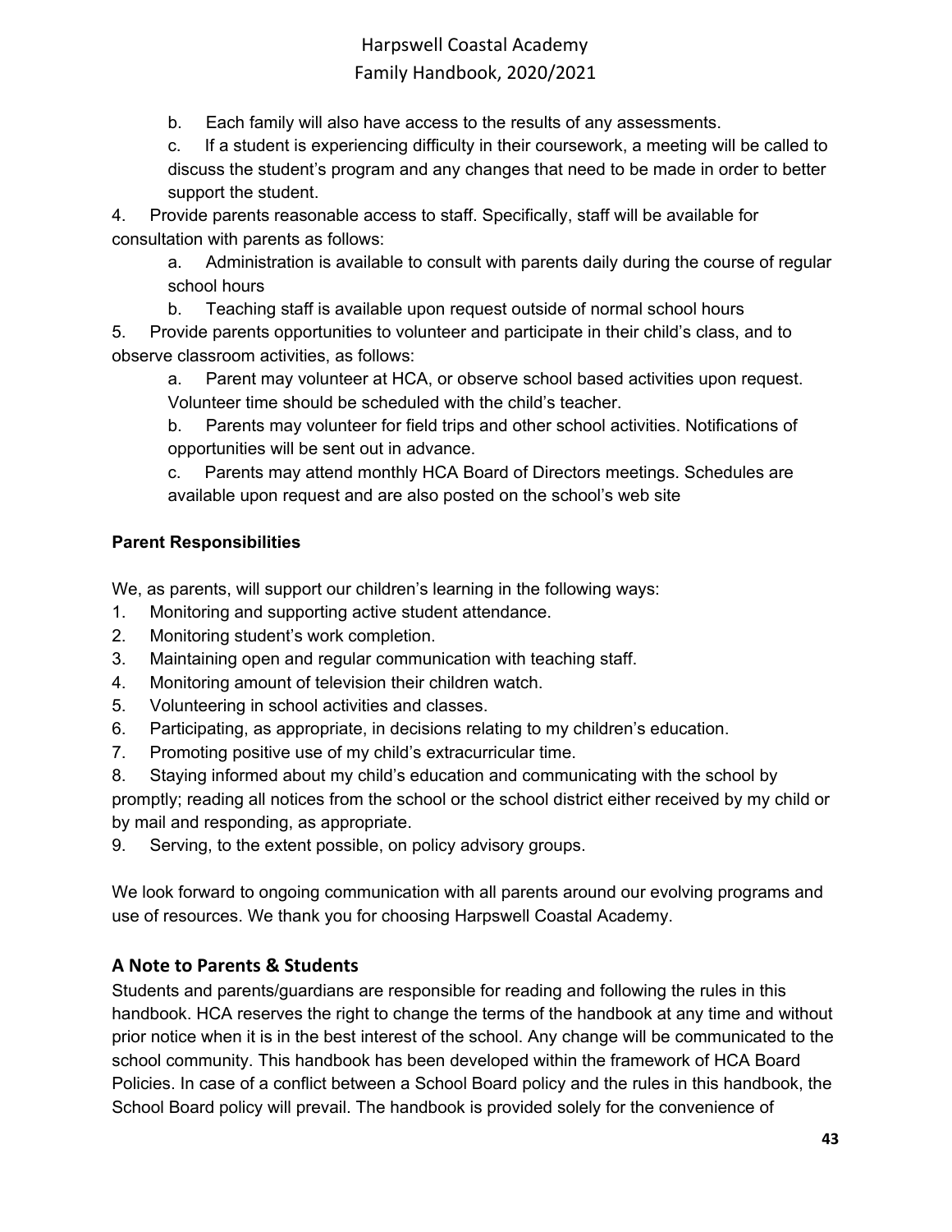b. Each family will also have access to the results of any assessments.

   c. If a student is experiencing difficulty in their coursework, a meeting will be called to discuss the student's program and any changes that need to be made in order to better support the student.

4. Provide parents reasonable access to staff. Specifically, staff will be available for consultation with parents as follows:

   a. Administration is available to consult with parents daily during the course of regular school hours

   b. Teaching staff is available upon request outside of normal school hours

5. Provide parents opportunities to volunteer and participate in their child's class, and to observe classroom activities, as follows:

   a. Parent may volunteer at HCA, or observe school based activities upon request. Volunteer time should be scheduled with the child's teacher.

   b. Parents may volunteer for field trips and other school activities. Notifications of opportunities will be sent out in advance.

   c. Parents may attend monthly HCA Board of Directors meetings. Schedules are available upon request and are also posted on the school's web site

**Parent Responsibilities**

We, as parents, will support our children's learning in the following ways:

1. Monitoring and supporting active student attendance.
2. Monitoring student's work completion.
3. Maintaining open and regular communication with teaching staff.
4. Monitoring amount of television their children watch.
5. Volunteering in school activities and classes.
6. Participating, as appropriate, in decisions relating to my children's education.
7. Promoting positive use of my child's extracurricular time.
8. Staying informed about my child's education and communicating with the school by promptly; reading all notices from the school or the school district either received by my child or by mail and responding, as appropriate.
9. Serving, to the extent possible, on policy advisory groups.

We look forward to ongoing communication with all parents around our evolving programs and use of resources. We thank you for choosing Harpswell Coastal Academy.

## A Note to Parents & Students

Students and parents/guardians are responsible for reading and following the rules in this handbook. HCA reserves the right to change the terms of the handbook at any time and without prior notice when it is in the best interest of the school. Any change will be communicated to the school community. This handbook has been developed within the framework of HCA Board Policies. In case of a conflict between a School Board policy and the rules in this handbook, the School Board policy will prevail. The handbook is provided solely for the convenience of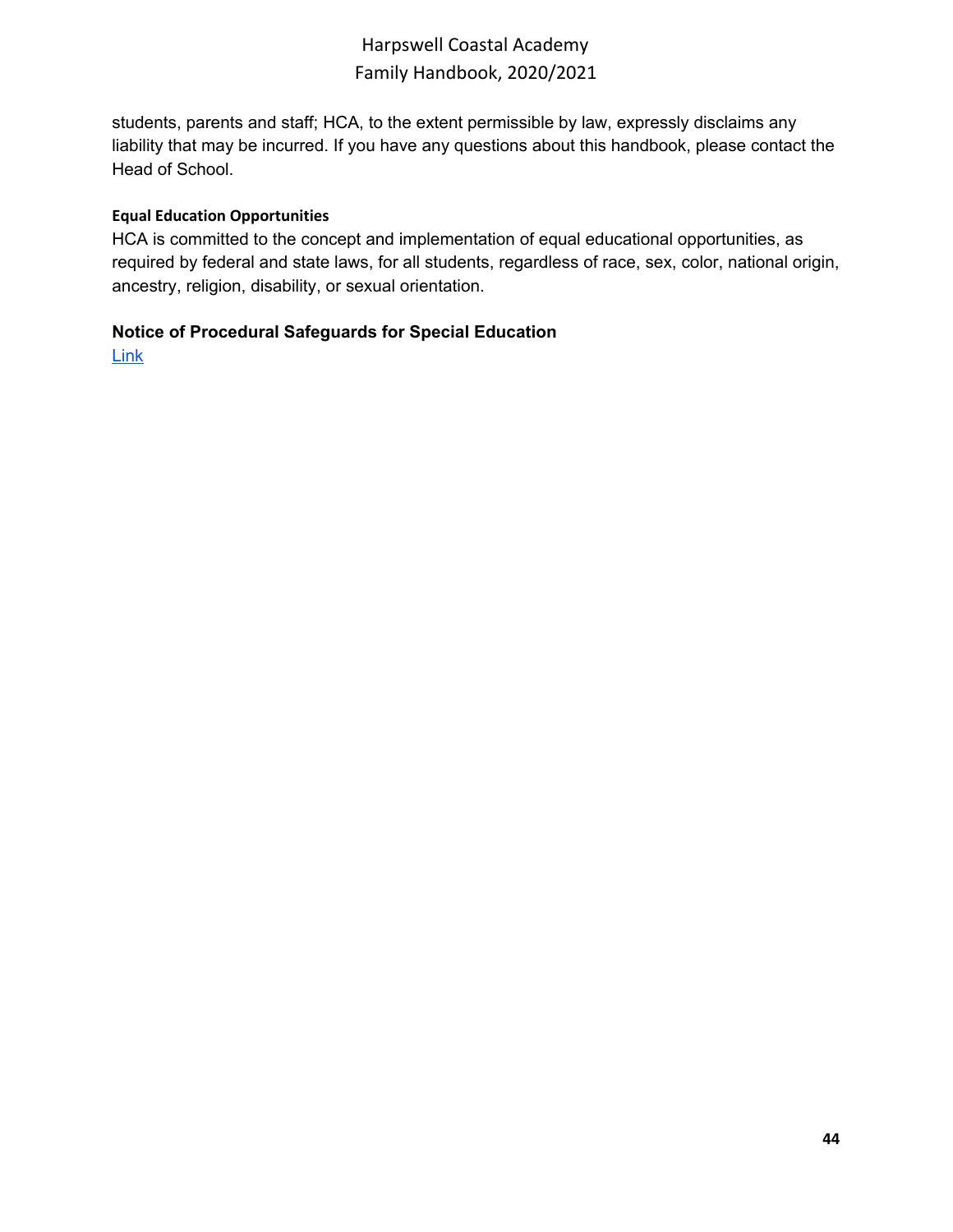students, parents and staff; HCA, to the extent permissible by law, expressly disclaims any liability that may be incurred. If you have any questions about this handbook, please contact the Head of School.

#### Equal Education Opportunities

HCA is committed to the concept and implementation of equal educational opportunities, as required by federal and state laws, for all students, regardless of race, sex, color, national origin, ancestry, religion, disability, or sexual orientation.

### Notice of Procedural Safeguards for Special Education

Link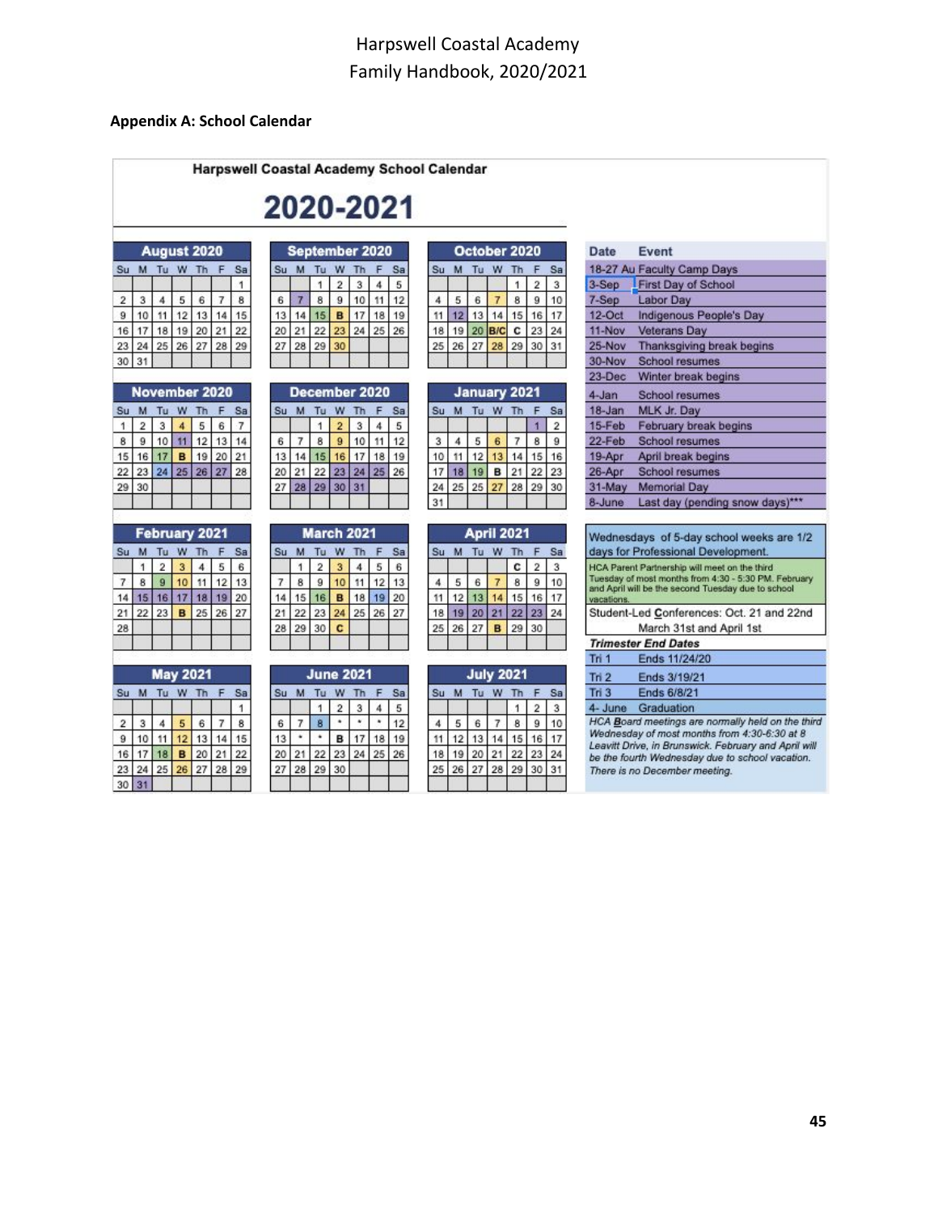## Appendix A: School Calendar

**Harpswell Coastal Academy School Calendar**

# 2020-2021

**August 2020**

| Su | M | Tu | W | Th | F | Sa |
|---|---|---|---|---|---|---|
| | | | | | | 1 |
| 2 | 3 | 4 | 5 | 6 | 7 | 8 |
| 9 | 10 | 11 | 12 | 13 | 14 | 15 |
| 16 | 17 | 18 | 19 | 20 | 21 | 22 |
| 23 | 24 | 25 | 26 | 27 | 28 | 29 |
| 30 | 31 | | | | | |

**September 2020**

| Su | M | Tu | W | Th | F | Sa |
|---|---|---|---|---|---|---|
| | | 1 | 2 | 3 | 4 | 5 |
| 6 | 7 | 8 | 9 | 10 | 11 | 12 |
| 13 | 14 | 15 | B | 17 | 18 | 19 |
| 20 | 21 | 22 | 23 | 24 | 25 | 26 |
| 27 | 28 | 29 | 30 | | | |

**October 2020**

| Su | M | Tu | W | Th | F | Sa |
|---|---|---|---|---|---|---|
| | | | | 1 | 2 | 3 |
| 4 | 5 | 6 | 7 | 8 | 9 | 10 |
| 11 | 12 | 13 | 14 | 15 | 16 | 17 |
| 18 | 19 | 20 | B/C | C | 23 | 24 |
| 25 | 26 | 27 | 28 | 29 | 30 | 31 |

**November 2020**

| Su | M | Tu | W | Th | F | Sa |
|---|---|---|---|---|---|---|
| 1 | 2 | 3 | 4 | 5 | 6 | 7 |
| 8 | 9 | 10 | 11 | 12 | 13 | 14 |
| 15 | 16 | 17 | B | 19 | 20 | 21 |
| 22 | 23 | 24 | 25 | 26 | 27 | 28 |
| 29 | 30 | | | | | |

**December 2020**

| Su | M | Tu | W | Th | F | Sa |
|---|---|---|---|---|---|---|
| | | 1 | 2 | 3 | 4 | 5 |
| 6 | 7 | 8 | 9 | 10 | 11 | 12 |
| 13 | 14 | 15 | 16 | 17 | 18 | 19 |
| 20 | 21 | 22 | 23 | 24 | 25 | 26 |
| 27 | 28 | 29 | 30 | 31 | | |

**January 2021**

| Su | M | Tu | W | Th | F | Sa |
|---|---|---|---|---|---|---|
| | | | | | 1 | 2 |
| 3 | 4 | 5 | 6 | 7 | 8 | 9 |
| 10 | 11 | 12 | 13 | 14 | 15 | 16 |
| 17 | 18 | 19 | B | 21 | 22 | 23 |
| 24 | 25 | 25 | 27 | 28 | 29 | 30 |
| 31 | | | | | | |

**February 2021**

| Su | M | Tu | W | Th | F | Sa |
|---|---|---|---|---|---|---|
| | 1 | 2 | 3 | 4 | 5 | 6 |
| 7 | 8 | 9 | 10 | 11 | 12 | 13 |
| 14 | 15 | 16 | 17 | 18 | 19 | 20 |
| 21 | 22 | 23 | B | 25 | 26 | 27 |
| 28 | | | | | | |

**March 2021**

| Su | M | Tu | W | Th | F | Sa |
|---|---|---|---|---|---|---|
| | 1 | 2 | 3 | 4 | 5 | 6 |
| 7 | 8 | 9 | 10 | 11 | 12 | 13 |
| 14 | 15 | 16 | B | 18 | 19 | 20 |
| 21 | 22 | 23 | 24 | 25 | 26 | 27 |
| 28 | 29 | 30 | C | | | |

**April 2021**

| Su | M | Tu | W | Th | F | Sa |
|---|---|---|---|---|---|---|
| | | | | C | 2 | 3 |
| 4 | 5 | 6 | 7 | 8 | 9 | 10 |
| 11 | 12 | 13 | 14 | 15 | 16 | 17 |
| 18 | 19 | 20 | 21 | 22 | 23 | 24 |
| 25 | 26 | 27 | B | 29 | 30 | |

**May 2021**

| Su | M | Tu | W | Th | F | Sa |
|---|---|---|---|---|---|---|
| | | | | | | 1 |
| 2 | 3 | 4 | 5 | 6 | 7 | 8 |
| 9 | 10 | 11 | 12 | 13 | 14 | 15 |
| 16 | 17 | 18 | B | 20 | 21 | 22 |
| 23 | 24 | 25 | 26 | 27 | 28 | 29 |
| 30 | 31 | | | | | |

**June 2021**

| Su | M | Tu | W | Th | F | Sa |
|---|---|---|---|---|---|---|
| | | 1 | 2 | 3 | 4 | 5 |
| 6 | 7 | 8 | * | * | * | 12 |
| 13 | * | * | B | 17 | 18 | 19 |
| 20 | 21 | 22 | 23 | 24 | 25 | 26 |
| 27 | 28 | 29 | 30 | | | |

**July 2021**

| Su | M | Tu | W | Th | F | Sa |
|---|---|---|---|---|---|---|
| | | | | 1 | 2 | 3 |
| 4 | 5 | 6 | 7 | 8 | 9 | 10 |
| 11 | 12 | 13 | 14 | 15 | 16 | 17 |
| 18 | 19 | 20 | 21 | 22 | 23 | 24 |
| 25 | 26 | 27 | 28 | 29 | 30 | 31 |

| Date | Event |
|---|---|
| 18-27 Au | Faculty Camp Days |
| 3-Sep | First Day of School |
| 7-Sep | Labor Day |
| 12-Oct | Indigenous People's Day |
| 11-Nov | Veterans Day |
| 25-Nov | Thanksgiving break begins |
| 30-Nov | School resumes |
| 23-Dec | Winter break begins |
| 4-Jan | School resumes |
| 18-Jan | MLK Jr. Day |
| 15-Feb | February break begins |
| 22-Feb | School resumes |
| 19-Apr | April break begins |
| 26-Apr | School resumes |
| 31-May | Memorial Day |
| 8-June | Last day (pending snow days)*** |

Wednesdays of 5-day school weeks are 1/2 days for Professional Development.

HCA Parent Partnership will meet on the third Tuesday of most months from 4:30 - 5:30 PM. February and April will be the second Tuesday due to school vacations.

Student-Led Conferences: Oct. 21 and 22nd March 31st and April 1st

***Trimester End Dates***

| | |
|---|---|
| Tri 1 | Ends 11/24/20 |
| Tri 2 | Ends 3/19/21 |
| Tri 3 | Ends 6/8/21 |
| 4- June | Graduation |

*HCA Board meetings are normally held on the third Wednesday of most months from 4:30-6:30 at 8 Leavitt Drive, in Brunswick. February and April will be the fourth Wednesday due to school vacation. There is no December meeting.*